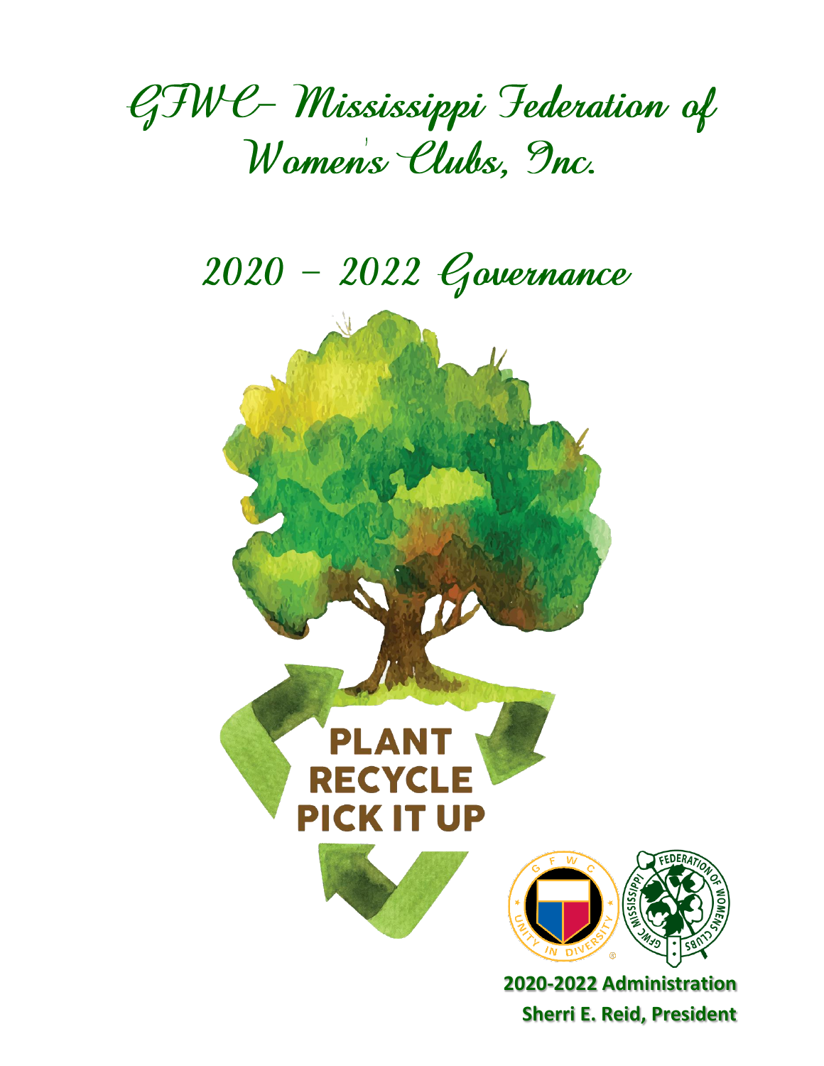# GFWC– Mississippi Federation of Women's Clubs, Inc.

## 2020 – 2022 Governance

PLANT
RECYCLE
PICK IT UP

**2020-2022 Administration**

**Sherri E. Reid, President**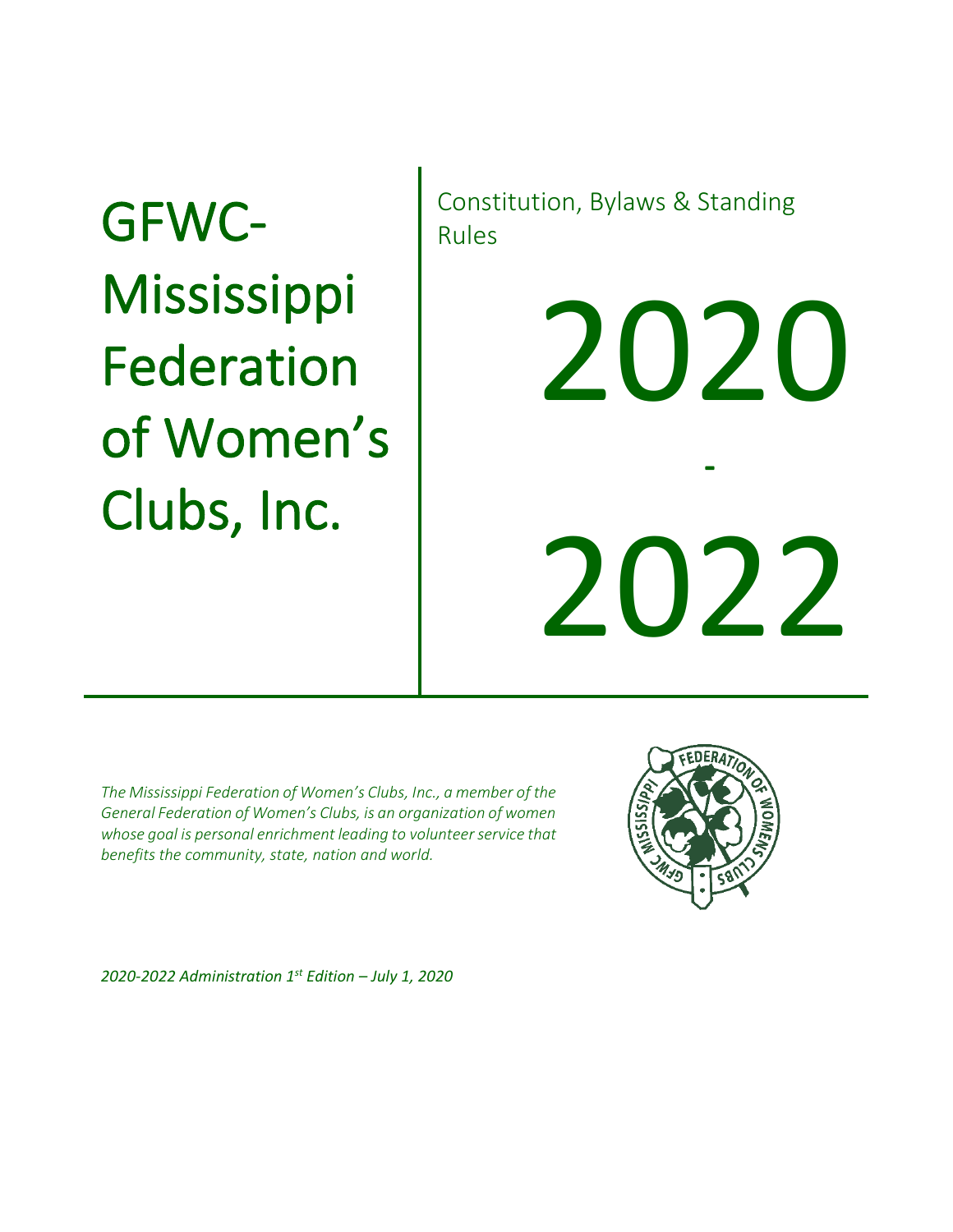# GFWC-Mississippi Federation of Women's Clubs, Inc.

Constitution, Bylaws & Standing Rules

# 2020 - 2022

*The Mississippi Federation of Women's Clubs, Inc., a member of the General Federation of Women's Clubs, is an organization of women whose goal is personal enrichment leading to volunteer service that benefits the community, state, nation and world.*

*2020-2022 Administration 1st Edition – July 1, 2020*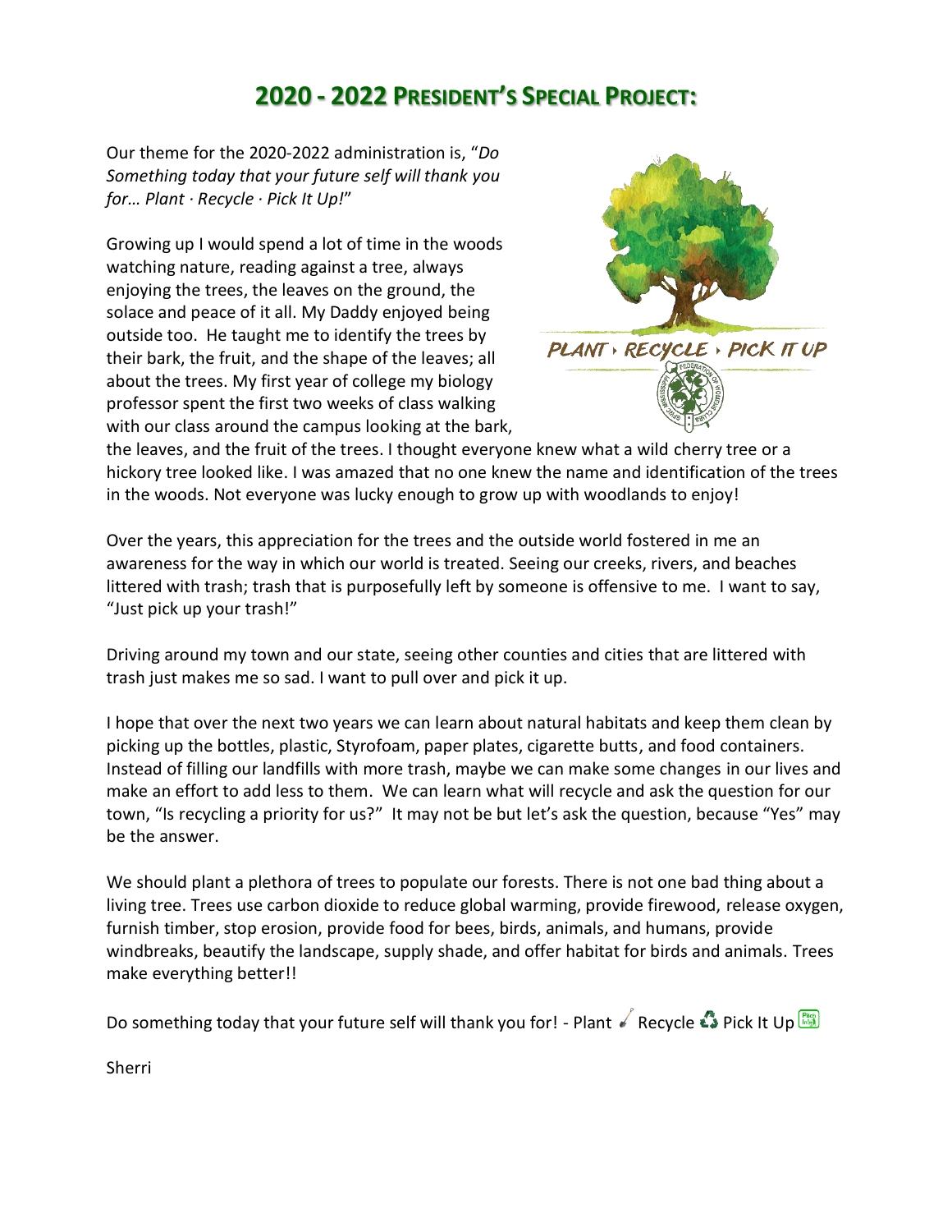# 2020 - 2022 President's Special Project:

Our theme for the 2020-2022 administration is, "*Do Something today that your future self will thank you for… Plant · Recycle · Pick It Up!*"

Growing up I would spend a lot of time in the woods watching nature, reading against a tree, always enjoying the trees, the leaves on the ground, the solace and peace of it all. My Daddy enjoyed being outside too. He taught me to identify the trees by their bark, the fruit, and the shape of the leaves; all about the trees. My first year of college my biology professor spent the first two weeks of class walking with our class around the campus looking at the bark, the leaves, and the fruit of the trees. I thought everyone knew what a wild cherry tree or a hickory tree looked like. I was amazed that no one knew the name and identification of the trees in the woods. Not everyone was lucky enough to grow up with woodlands to enjoy!

Over the years, this appreciation for the trees and the outside world fostered in me an awareness for the way in which our world is treated. Seeing our creeks, rivers, and beaches littered with trash; trash that is purposefully left by someone is offensive to me. I want to say, "Just pick up your trash!"

Driving around my town and our state, seeing other counties and cities that are littered with trash just makes me so sad. I want to pull over and pick it up.

I hope that over the next two years we can learn about natural habitats and keep them clean by picking up the bottles, plastic, Styrofoam, paper plates, cigarette butts, and food containers. Instead of filling our landfills with more trash, maybe we can make some changes in our lives and make an effort to add less to them. We can learn what will recycle and ask the question for our town, "Is recycling a priority for us?" It may not be but let's ask the question, because "Yes" may be the answer.

We should plant a plethora of trees to populate our forests. There is not one bad thing about a living tree. Trees use carbon dioxide to reduce global warming, provide firewood, release oxygen, furnish timber, stop erosion, provide food for bees, birds, animals, and humans, provide windbreaks, beautify the landscape, supply shade, and offer habitat for birds and animals. Trees make everything better!!

Do something today that your future self will thank you for! - Plant Recycle ♻ Pick It Up

Sherri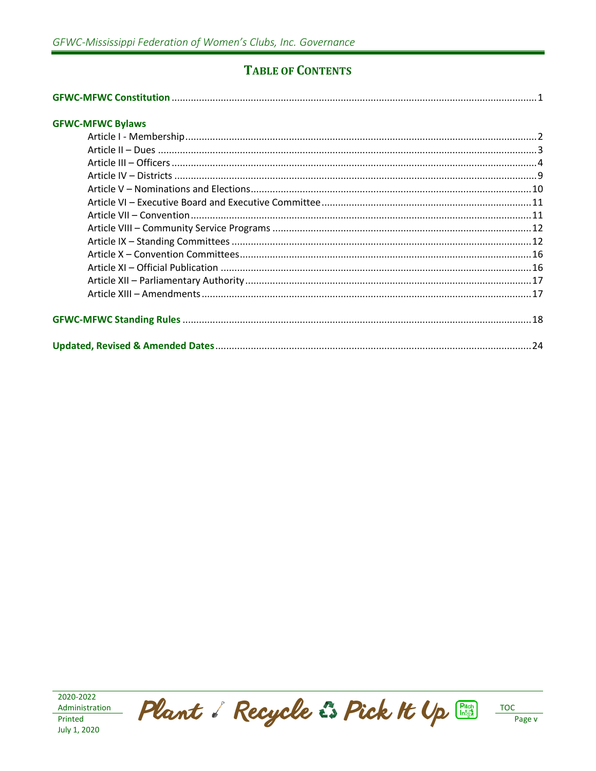# TABLE OF CONTENTS

**GFWC-MFWC Constitution** .......... 1

**GFWC-MFWC Bylaws**

- Article I - Membership .......... 2
- Article II – Dues .......... 3
- Article III – Officers .......... 4
- Article IV – Districts .......... 9
- Article V – Nominations and Elections .......... 10
- Article VI – Executive Board and Executive Committee .......... 11
- Article VII – Convention .......... 11
- Article VIII – Community Service Programs .......... 12
- Article IX – Standing Committees .......... 12
- Article X – Convention Committees .......... 16
- Article XI – Official Publication .......... 16
- Article XII – Parliamentary Authority .......... 17
- Article XIII – Amendments .......... 17

**GFWC-MFWC Standing Rules** .......... 18

**Updated, Revised & Amended Dates** .......... 24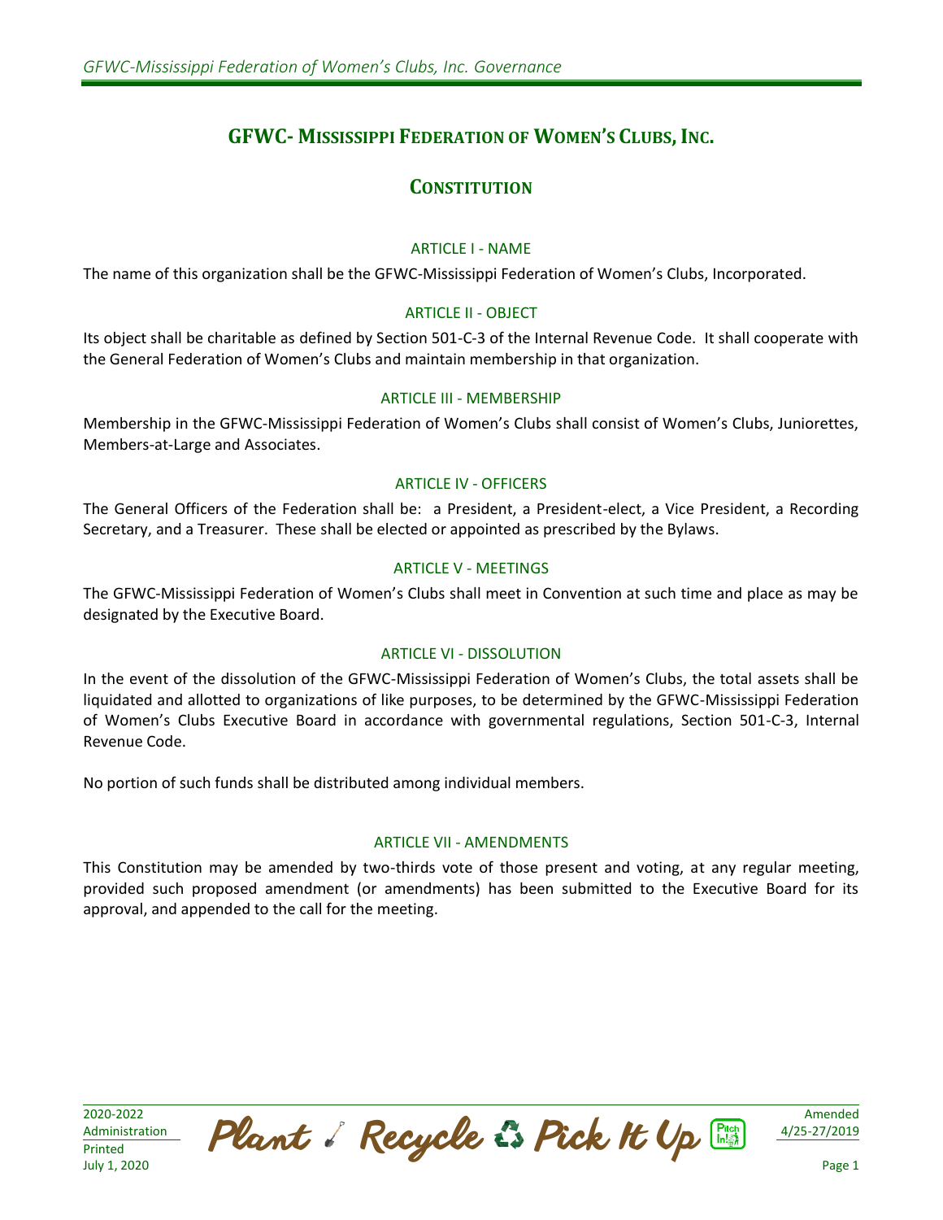# GFWC- Mississippi Federation of Women's Clubs, Inc.

## Constitution

### ARTICLE I - NAME

The name of this organization shall be the GFWC-Mississippi Federation of Women's Clubs, Incorporated.

### ARTICLE II - OBJECT

Its object shall be charitable as defined by Section 501-C-3 of the Internal Revenue Code. It shall cooperate with the General Federation of Women's Clubs and maintain membership in that organization.

### ARTICLE III - MEMBERSHIP

Membership in the GFWC-Mississippi Federation of Women's Clubs shall consist of Women's Clubs, Juniorettes, Members-at-Large and Associates.

### ARTICLE IV - OFFICERS

The General Officers of the Federation shall be: a President, a President-elect, a Vice President, a Recording Secretary, and a Treasurer. These shall be elected or appointed as prescribed by the Bylaws.

### ARTICLE V - MEETINGS

The GFWC-Mississippi Federation of Women's Clubs shall meet in Convention at such time and place as may be designated by the Executive Board.

### ARTICLE VI - DISSOLUTION

In the event of the dissolution of the GFWC-Mississippi Federation of Women's Clubs, the total assets shall be liquidated and allotted to organizations of like purposes, to be determined by the GFWC-Mississippi Federation of Women's Clubs Executive Board in accordance with governmental regulations, Section 501-C-3, Internal Revenue Code.

No portion of such funds shall be distributed among individual members.

### ARTICLE VII - AMENDMENTS

This Constitution may be amended by two-thirds vote of those present and voting, at any regular meeting, provided such proposed amendment (or amendments) has been submitted to the Executive Board for its approval, and appended to the call for the meeting.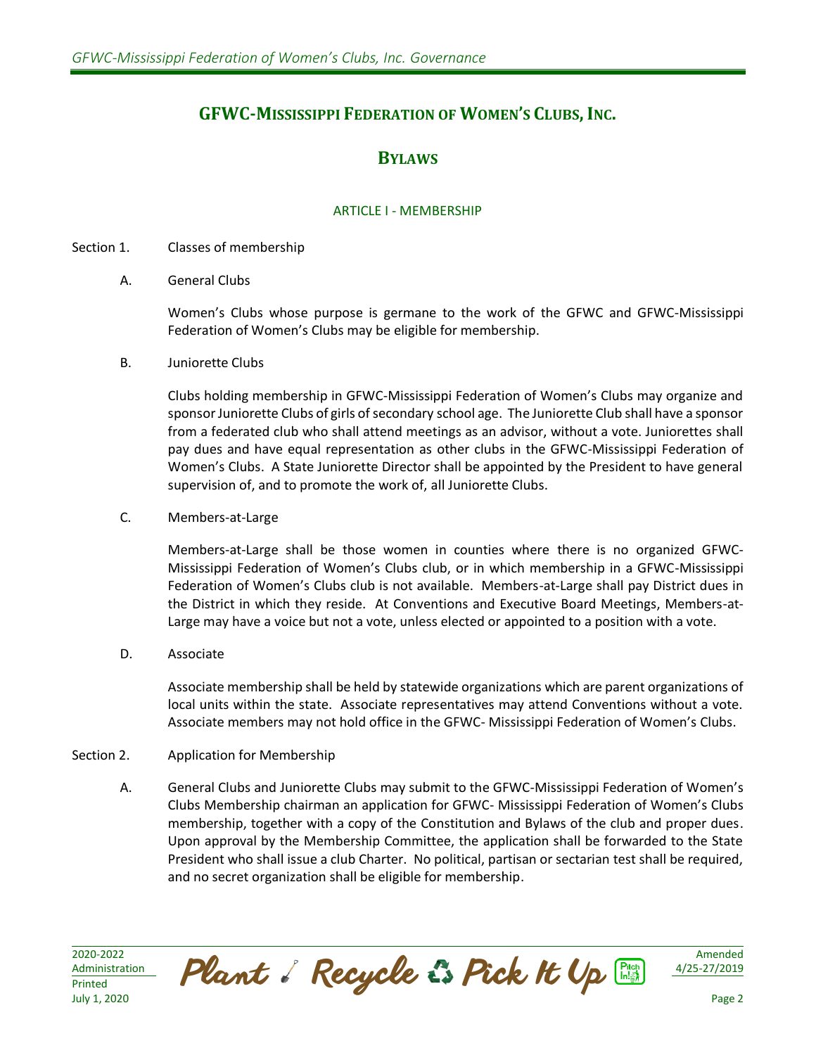# GFWC-Mississippi Federation of Women's Clubs, Inc.

## Bylaws

### ARTICLE I - MEMBERSHIP

Section 1. Classes of membership

A. General Clubs

Women's Clubs whose purpose is germane to the work of the GFWC and GFWC-Mississippi Federation of Women's Clubs may be eligible for membership.

B. Juniorette Clubs

Clubs holding membership in GFWC-Mississippi Federation of Women's Clubs may organize and sponsor Juniorette Clubs of girls of secondary school age. The Juniorette Club shall have a sponsor from a federated club who shall attend meetings as an advisor, without a vote. Juniorettes shall pay dues and have equal representation as other clubs in the GFWC-Mississippi Federation of Women's Clubs. A State Juniorette Director shall be appointed by the President to have general supervision of, and to promote the work of, all Juniorette Clubs.

C. Members-at-Large

Members-at-Large shall be those women in counties where there is no organized GFWC-Mississippi Federation of Women's Clubs club, or in which membership in a GFWC-Mississippi Federation of Women's Clubs club is not available. Members-at-Large shall pay District dues in the District in which they reside. At Conventions and Executive Board Meetings, Members-at-Large may have a voice but not a vote, unless elected or appointed to a position with a vote.

D. Associate

Associate membership shall be held by statewide organizations which are parent organizations of local units within the state. Associate representatives may attend Conventions without a vote. Associate members may not hold office in the GFWC- Mississippi Federation of Women's Clubs.

Section 2. Application for Membership

A. General Clubs and Juniorette Clubs may submit to the GFWC-Mississippi Federation of Women's Clubs Membership chairman an application for GFWC- Mississippi Federation of Women's Clubs membership, together with a copy of the Constitution and Bylaws of the club and proper dues. Upon approval by the Membership Committee, the application shall be forwarded to the State President who shall issue a club Charter. No political, partisan or sectarian test shall be required, and no secret organization shall be eligible for membership.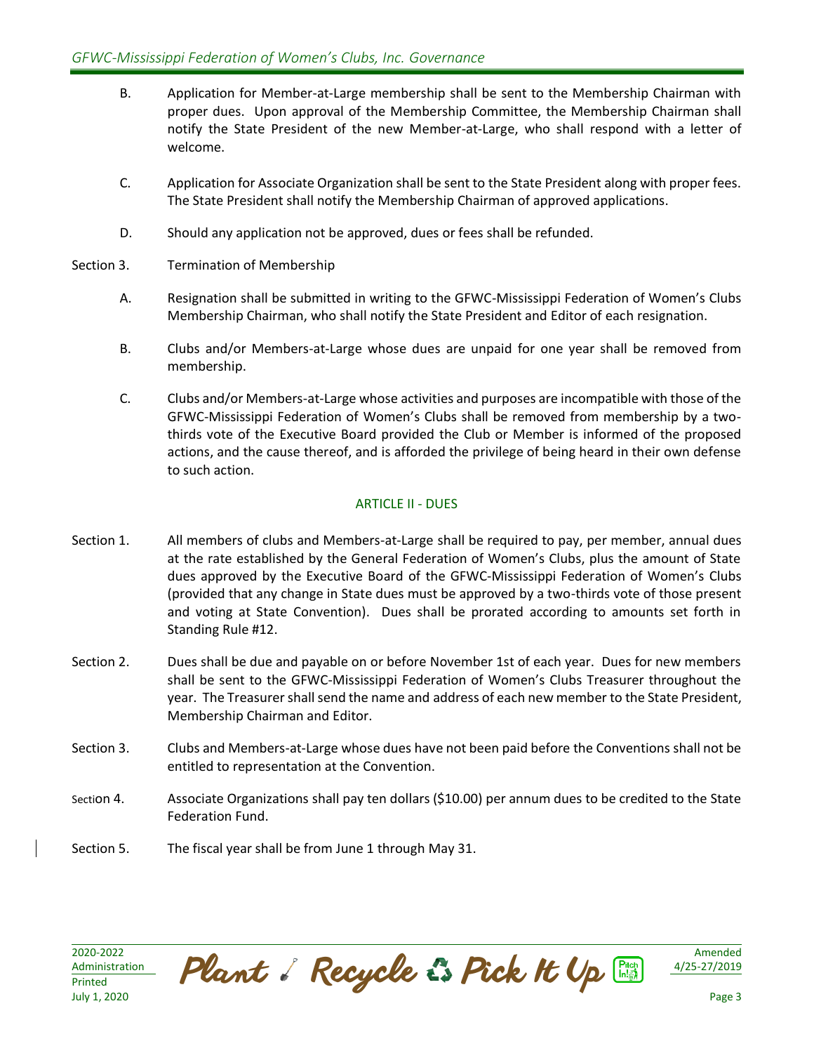B. Application for Member-at-Large membership shall be sent to the Membership Chairman with proper dues. Upon approval of the Membership Committee, the Membership Chairman shall notify the State President of the new Member-at-Large, who shall respond with a letter of welcome.

C. Application for Associate Organization shall be sent to the State President along with proper fees. The State President shall notify the Membership Chairman of approved applications.

D. Should any application not be approved, dues or fees shall be refunded.

Section 3. Termination of Membership

A. Resignation shall be submitted in writing to the GFWC-Mississippi Federation of Women's Clubs Membership Chairman, who shall notify the State President and Editor of each resignation.

B. Clubs and/or Members-at-Large whose dues are unpaid for one year shall be removed from membership.

C. Clubs and/or Members-at-Large whose activities and purposes are incompatible with those of the GFWC-Mississippi Federation of Women's Clubs shall be removed from membership by a two-thirds vote of the Executive Board provided the Club or Member is informed of the proposed actions, and the cause thereof, and is afforded the privilege of being heard in their own defense to such action.

## ARTICLE II - DUES

Section 1. All members of clubs and Members-at-Large shall be required to pay, per member, annual dues at the rate established by the General Federation of Women's Clubs, plus the amount of State dues approved by the Executive Board of the GFWC-Mississippi Federation of Women's Clubs (provided that any change in State dues must be approved by a two-thirds vote of those present and voting at State Convention). Dues shall be prorated according to amounts set forth in Standing Rule #12.

Section 2. Dues shall be due and payable on or before November 1st of each year. Dues for new members shall be sent to the GFWC-Mississippi Federation of Women's Clubs Treasurer throughout the year. The Treasurer shall send the name and address of each new member to the State President, Membership Chairman and Editor.

Section 3. Clubs and Members-at-Large whose dues have not been paid before the Conventions shall not be entitled to representation at the Convention.

Section 4. Associate Organizations shall pay ten dollars ($10.00) per annum dues to be credited to the State Federation Fund.

Section 5. The fiscal year shall be from June 1 through May 31.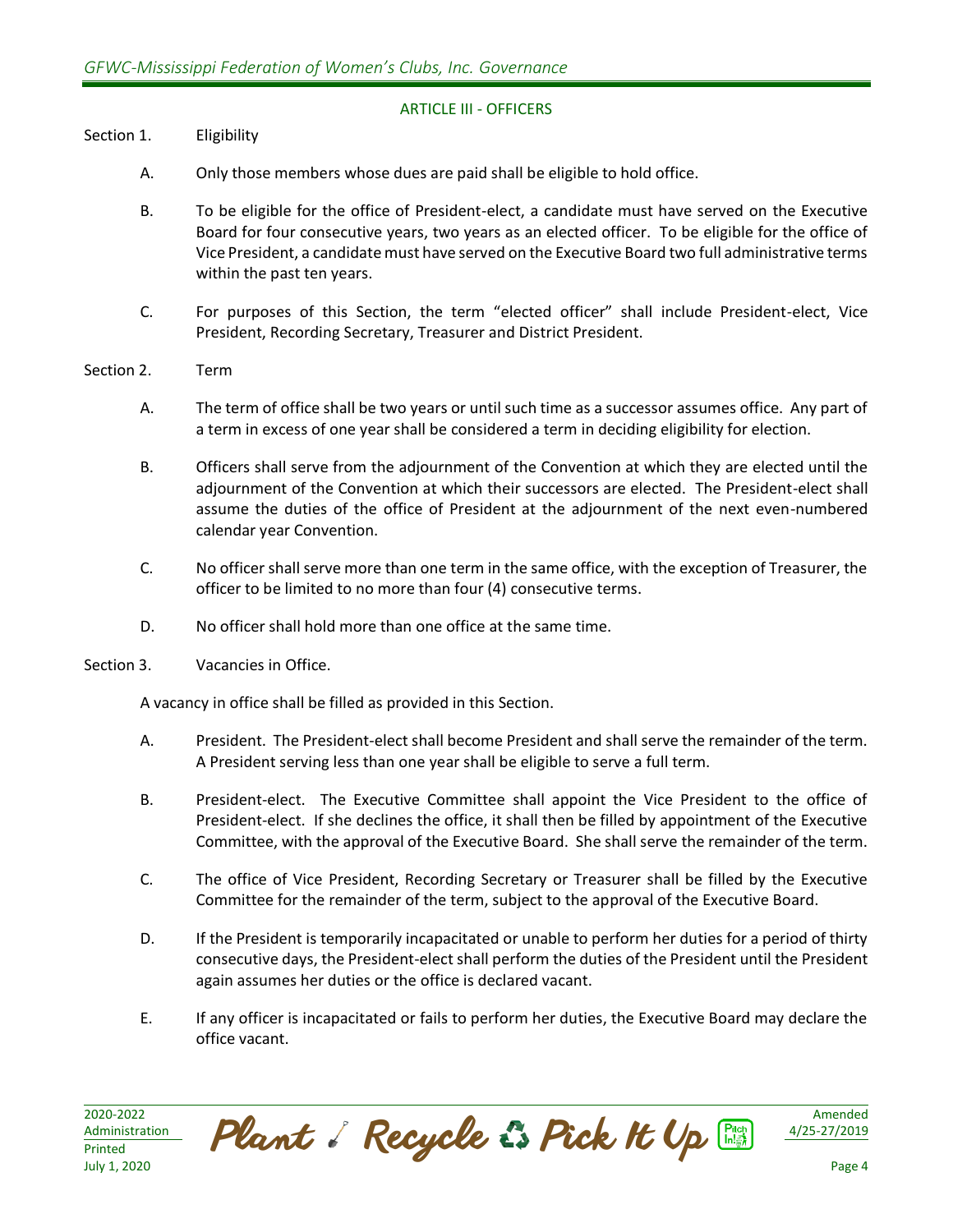## ARTICLE III - OFFICERS

Section 1. Eligibility

A. Only those members whose dues are paid shall be eligible to hold office.

B. To be eligible for the office of President-elect, a candidate must have served on the Executive Board for four consecutive years, two years as an elected officer. To be eligible for the office of Vice President, a candidate must have served on the Executive Board two full administrative terms within the past ten years.

C. For purposes of this Section, the term "elected officer" shall include President-elect, Vice President, Recording Secretary, Treasurer and District President.

Section 2. Term

A. The term of office shall be two years or until such time as a successor assumes office. Any part of a term in excess of one year shall be considered a term in deciding eligibility for election.

B. Officers shall serve from the adjournment of the Convention at which they are elected until the adjournment of the Convention at which their successors are elected. The President-elect shall assume the duties of the office of President at the adjournment of the next even-numbered calendar year Convention.

C. No officer shall serve more than one term in the same office, with the exception of Treasurer, the officer to be limited to no more than four (4) consecutive terms.

D. No officer shall hold more than one office at the same time.

Section 3. Vacancies in Office.

A vacancy in office shall be filled as provided in this Section.

A. President. The President-elect shall become President and shall serve the remainder of the term. A President serving less than one year shall be eligible to serve a full term.

B. President-elect. The Executive Committee shall appoint the Vice President to the office of President-elect. If she declines the office, it shall then be filled by appointment of the Executive Committee, with the approval of the Executive Board. She shall serve the remainder of the term.

C. The office of Vice President, Recording Secretary or Treasurer shall be filled by the Executive Committee for the remainder of the term, subject to the approval of the Executive Board.

D. If the President is temporarily incapacitated or unable to perform her duties for a period of thirty consecutive days, the President-elect shall perform the duties of the President until the President again assumes her duties or the office is declared vacant.

E. If any officer is incapacitated or fails to perform her duties, the Executive Board may declare the office vacant.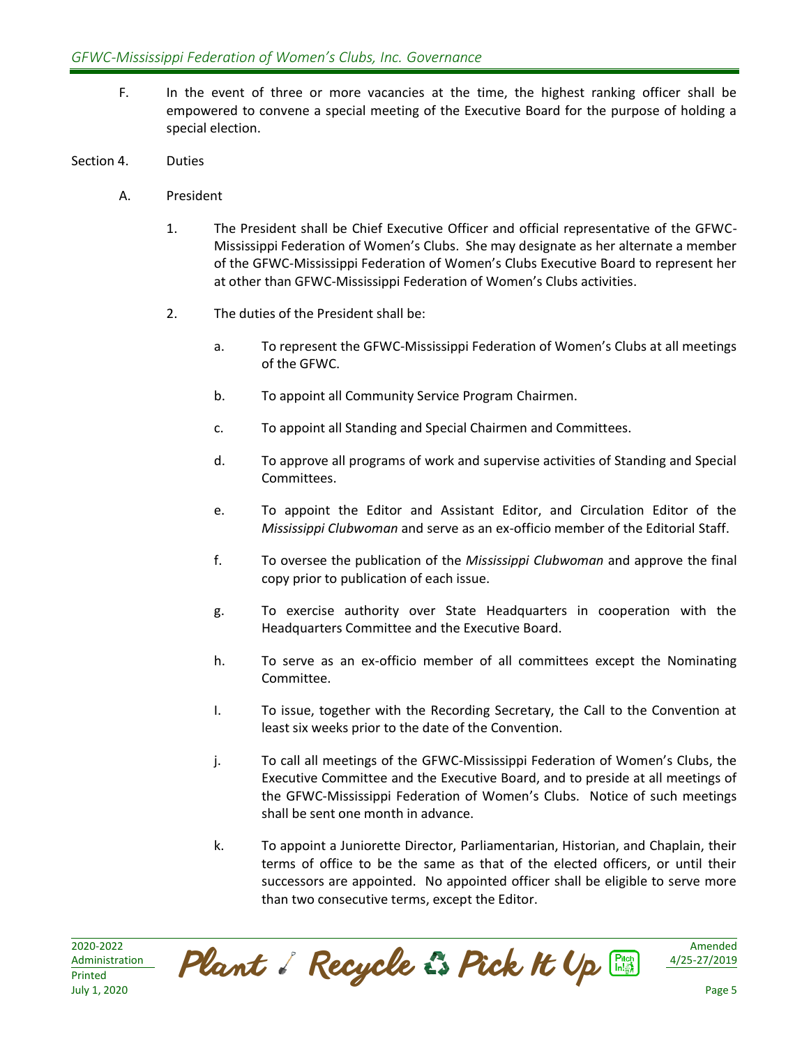F. In the event of three or more vacancies at the time, the highest ranking officer shall be empowered to convene a special meeting of the Executive Board for the purpose of holding a special election.

Section 4. Duties

A. President

1. The President shall be Chief Executive Officer and official representative of the GFWC-Mississippi Federation of Women's Clubs. She may designate as her alternate a member of the GFWC-Mississippi Federation of Women's Clubs Executive Board to represent her at other than GFWC-Mississippi Federation of Women's Clubs activities.

2. The duties of the President shall be:

   a. To represent the GFWC-Mississippi Federation of Women's Clubs at all meetings of the GFWC.

   b. To appoint all Community Service Program Chairmen.

   c. To appoint all Standing and Special Chairmen and Committees.

   d. To approve all programs of work and supervise activities of Standing and Special Committees.

   e. To appoint the Editor and Assistant Editor, and Circulation Editor of the *Mississippi Clubwoman* and serve as an ex-officio member of the Editorial Staff.

   f. To oversee the publication of the *Mississippi Clubwoman* and approve the final copy prior to publication of each issue.

   g. To exercise authority over State Headquarters in cooperation with the Headquarters Committee and the Executive Board.

   h. To serve as an ex-officio member of all committees except the Nominating Committee.

   I. To issue, together with the Recording Secretary, the Call to the Convention at least six weeks prior to the date of the Convention.

   j. To call all meetings of the GFWC-Mississippi Federation of Women's Clubs, the Executive Committee and the Executive Board, and to preside at all meetings of the GFWC-Mississippi Federation of Women's Clubs. Notice of such meetings shall be sent one month in advance.

   k. To appoint a Juniorette Director, Parliamentarian, Historian, and Chaplain, their terms of office to be the same as that of the elected officers, or until their successors are appointed. No appointed officer shall be eligible to serve more than two consecutive terms, except the Editor.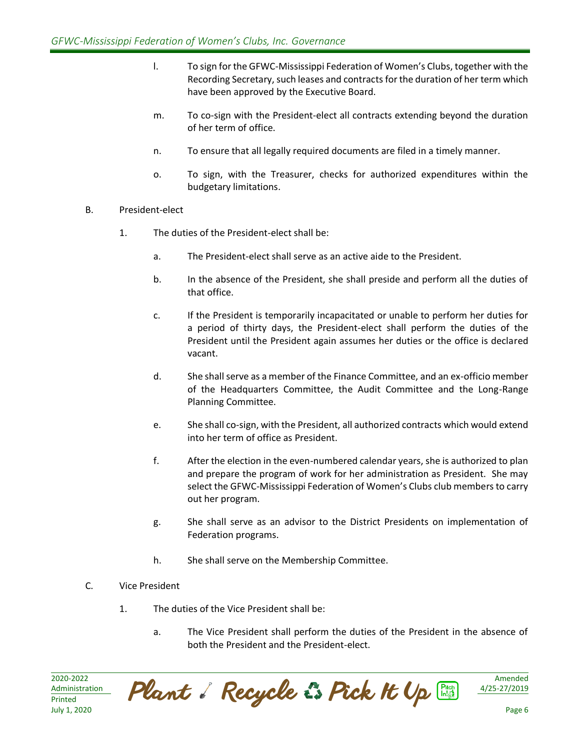l. To sign for the GFWC-Mississippi Federation of Women's Clubs, together with the Recording Secretary, such leases and contracts for the duration of her term which have been approved by the Executive Board.

m. To co-sign with the President-elect all contracts extending beyond the duration of her term of office.

n. To ensure that all legally required documents are filed in a timely manner.

o. To sign, with the Treasurer, checks for authorized expenditures within the budgetary limitations.

B. President-elect

1. The duties of the President-elect shall be:

a. The President-elect shall serve as an active aide to the President.

b. In the absence of the President, she shall preside and perform all the duties of that office.

c. If the President is temporarily incapacitated or unable to perform her duties for a period of thirty days, the President-elect shall perform the duties of the President until the President again assumes her duties or the office is declared vacant.

d. She shall serve as a member of the Finance Committee, and an ex-officio member of the Headquarters Committee, the Audit Committee and the Long-Range Planning Committee.

e. She shall co-sign, with the President, all authorized contracts which would extend into her term of office as President.

f. After the election in the even-numbered calendar years, she is authorized to plan and prepare the program of work for her administration as President. She may select the GFWC-Mississippi Federation of Women's Clubs club members to carry out her program.

g. She shall serve as an advisor to the District Presidents on implementation of Federation programs.

h. She shall serve on the Membership Committee.

C. Vice President

1. The duties of the Vice President shall be:

a. The Vice President shall perform the duties of the President in the absence of both the President and the President-elect.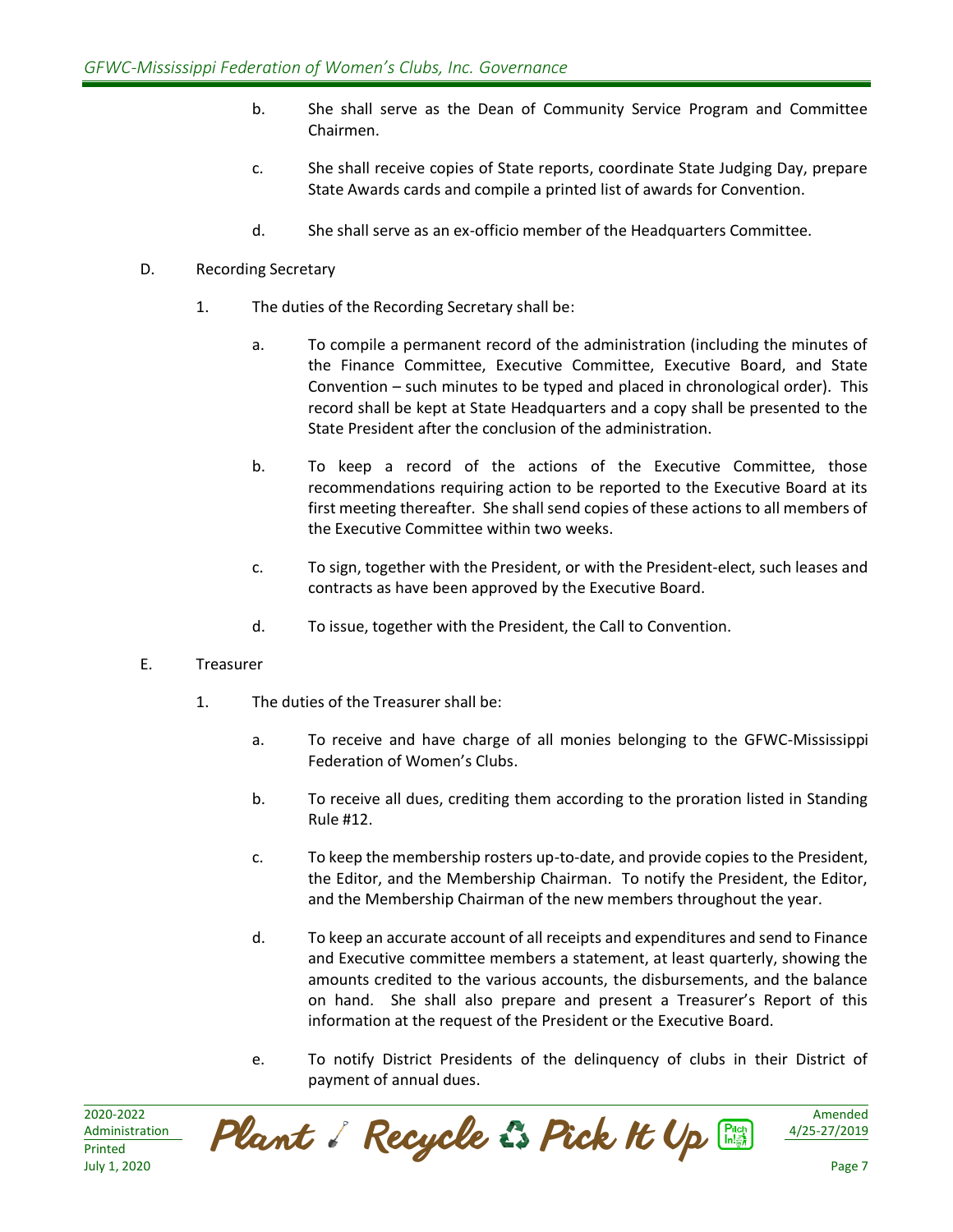b. She shall serve as the Dean of Community Service Program and Committee Chairmen.

c. She shall receive copies of State reports, coordinate State Judging Day, prepare State Awards cards and compile a printed list of awards for Convention.

d. She shall serve as an ex-officio member of the Headquarters Committee.

D. Recording Secretary

1. The duties of the Recording Secretary shall be:

a. To compile a permanent record of the administration (including the minutes of the Finance Committee, Executive Committee, Executive Board, and State Convention – such minutes to be typed and placed in chronological order). This record shall be kept at State Headquarters and a copy shall be presented to the State President after the conclusion of the administration.

b. To keep a record of the actions of the Executive Committee, those recommendations requiring action to be reported to the Executive Board at its first meeting thereafter. She shall send copies of these actions to all members of the Executive Committee within two weeks.

c. To sign, together with the President, or with the President-elect, such leases and contracts as have been approved by the Executive Board.

d. To issue, together with the President, the Call to Convention.

E. Treasurer

1. The duties of the Treasurer shall be:

a. To receive and have charge of all monies belonging to the GFWC-Mississippi Federation of Women's Clubs.

b. To receive all dues, crediting them according to the proration listed in Standing Rule #12.

c. To keep the membership rosters up-to-date, and provide copies to the President, the Editor, and the Membership Chairman. To notify the President, the Editor, and the Membership Chairman of the new members throughout the year.

d. To keep an accurate account of all receipts and expenditures and send to Finance and Executive committee members a statement, at least quarterly, showing the amounts credited to the various accounts, the disbursements, and the balance on hand. She shall also prepare and present a Treasurer's Report of this information at the request of the President or the Executive Board.

e. To notify District Presidents of the delinquency of clubs in their District of payment of annual dues.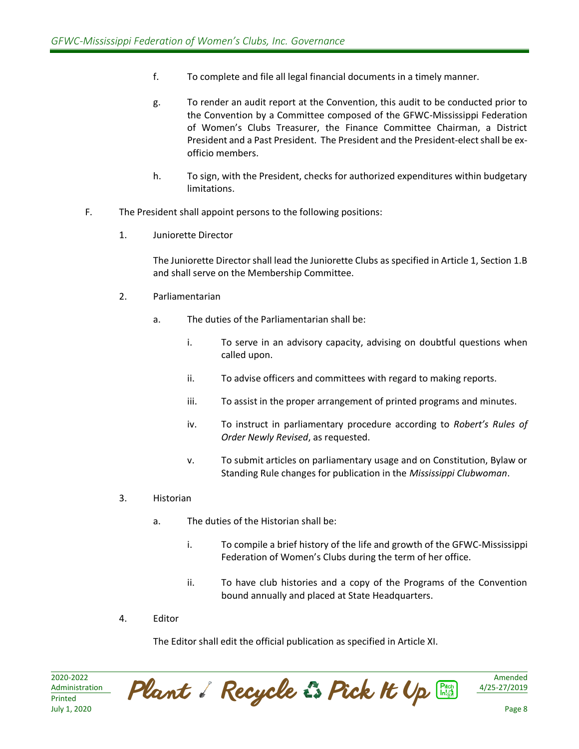f. To complete and file all legal financial documents in a timely manner.

g. To render an audit report at the Convention, this audit to be conducted prior to the Convention by a Committee composed of the GFWC-Mississippi Federation of Women's Clubs Treasurer, the Finance Committee Chairman, a District President and a Past President. The President and the President-elect shall be ex-officio members.

h. To sign, with the President, checks for authorized expenditures within budgetary limitations.

F. The President shall appoint persons to the following positions:

1. Juniorette Director

   The Juniorette Director shall lead the Juniorette Clubs as specified in Article 1, Section 1.B and shall serve on the Membership Committee.

2. Parliamentarian

   a. The duties of the Parliamentarian shall be:

      i. To serve in an advisory capacity, advising on doubtful questions when called upon.

      ii. To advise officers and committees with regard to making reports.

      iii. To assist in the proper arrangement of printed programs and minutes.

      iv. To instruct in parliamentary procedure according to *Robert's Rules of Order Newly Revised*, as requested.

      v. To submit articles on parliamentary usage and on Constitution, Bylaw or Standing Rule changes for publication in the *Mississippi Clubwoman*.

3. Historian

   a. The duties of the Historian shall be:

      i. To compile a brief history of the life and growth of the GFWC-Mississippi Federation of Women's Clubs during the term of her office.

      ii. To have club histories and a copy of the Programs of the Convention bound annually and placed at State Headquarters.

4. Editor

   The Editor shall edit the official publication as specified in Article XI.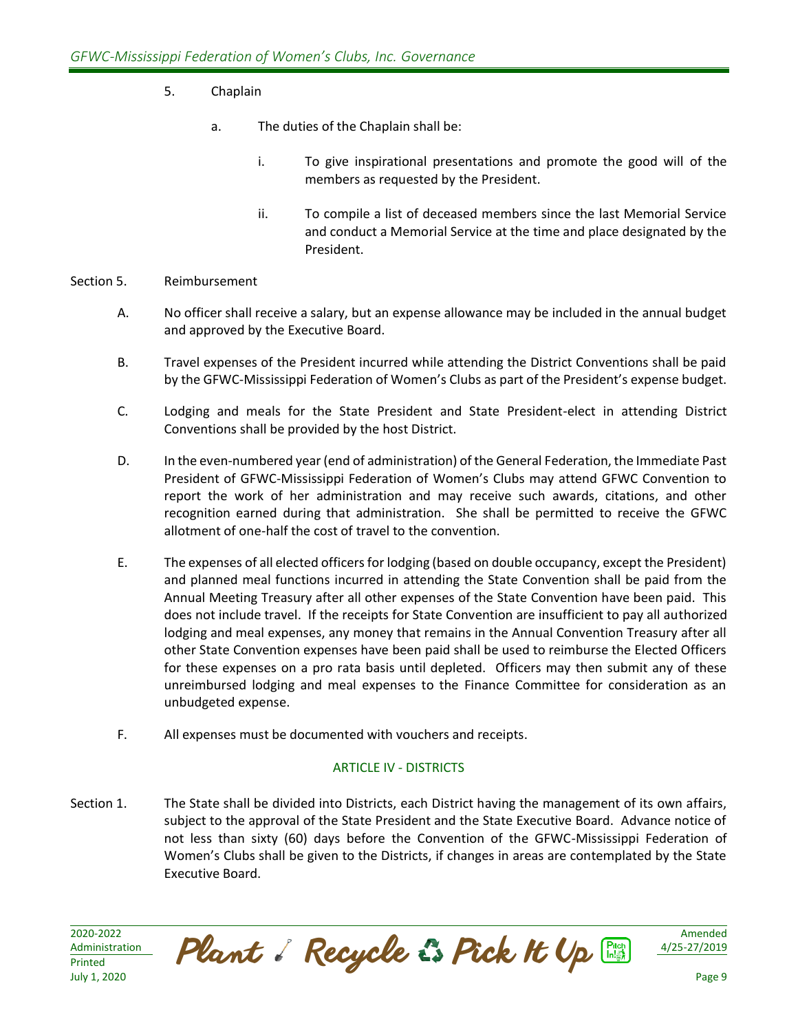5. Chaplain

   a. The duties of the Chaplain shall be:

      i. To give inspirational presentations and promote the good will of the members as requested by the President.

      ii. To compile a list of deceased members since the last Memorial Service and conduct a Memorial Service at the time and place designated by the President.

Section 5. Reimbursement

A. No officer shall receive a salary, but an expense allowance may be included in the annual budget and approved by the Executive Board.

B. Travel expenses of the President incurred while attending the District Conventions shall be paid by the GFWC-Mississippi Federation of Women's Clubs as part of the President's expense budget.

C. Lodging and meals for the State President and State President-elect in attending District Conventions shall be provided by the host District.

D. In the even-numbered year (end of administration) of the General Federation, the Immediate Past President of GFWC-Mississippi Federation of Women's Clubs may attend GFWC Convention to report the work of her administration and may receive such awards, citations, and other recognition earned during that administration. She shall be permitted to receive the GFWC allotment of one-half the cost of travel to the convention.

E. The expenses of all elected officers for lodging (based on double occupancy, except the President) and planned meal functions incurred in attending the State Convention shall be paid from the Annual Meeting Treasury after all other expenses of the State Convention have been paid. This does not include travel. If the receipts for State Convention are insufficient to pay all authorized lodging and meal expenses, any money that remains in the Annual Convention Treasury after all other State Convention expenses have been paid shall be used to reimburse the Elected Officers for these expenses on a pro rata basis until depleted. Officers may then submit any of these unreimbursed lodging and meal expenses to the Finance Committee for consideration as an unbudgeted expense.

F. All expenses must be documented with vouchers and receipts.

## ARTICLE IV - DISTRICTS

Section 1. The State shall be divided into Districts, each District having the management of its own affairs, subject to the approval of the State President and the State Executive Board. Advance notice of not less than sixty (60) days before the Convention of the GFWC-Mississippi Federation of Women's Clubs shall be given to the Districts, if changes in areas are contemplated by the State Executive Board.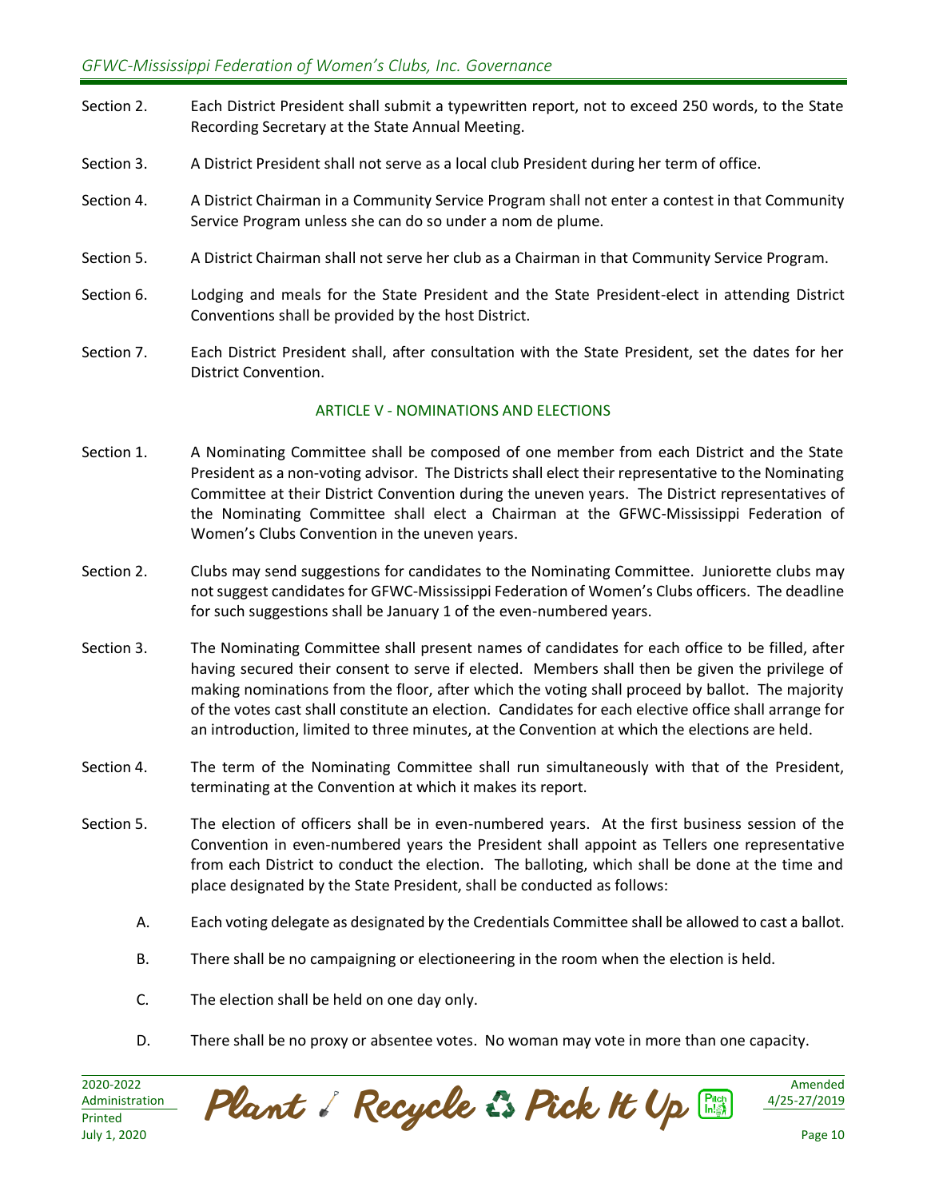Section 2. Each District President shall submit a typewritten report, not to exceed 250 words, to the State Recording Secretary at the State Annual Meeting.

Section 3. A District President shall not serve as a local club President during her term of office.

Section 4. A District Chairman in a Community Service Program shall not enter a contest in that Community Service Program unless she can do so under a nom de plume.

Section 5. A District Chairman shall not serve her club as a Chairman in that Community Service Program.

Section 6. Lodging and meals for the State President and the State President-elect in attending District Conventions shall be provided by the host District.

Section 7. Each District President shall, after consultation with the State President, set the dates for her District Convention.

## ARTICLE V - NOMINATIONS AND ELECTIONS

Section 1. A Nominating Committee shall be composed of one member from each District and the State President as a non-voting advisor. The Districts shall elect their representative to the Nominating Committee at their District Convention during the uneven years. The District representatives of the Nominating Committee shall elect a Chairman at the GFWC-Mississippi Federation of Women's Clubs Convention in the uneven years.

Section 2. Clubs may send suggestions for candidates to the Nominating Committee. Juniorette clubs may not suggest candidates for GFWC-Mississippi Federation of Women's Clubs officers. The deadline for such suggestions shall be January 1 of the even-numbered years.

Section 3. The Nominating Committee shall present names of candidates for each office to be filled, after having secured their consent to serve if elected. Members shall then be given the privilege of making nominations from the floor, after which the voting shall proceed by ballot. The majority of the votes cast shall constitute an election. Candidates for each elective office shall arrange for an introduction, limited to three minutes, at the Convention at which the elections are held.

Section 4. The term of the Nominating Committee shall run simultaneously with that of the President, terminating at the Convention at which it makes its report.

Section 5. The election of officers shall be in even-numbered years. At the first business session of the Convention in even-numbered years the President shall appoint as Tellers one representative from each District to conduct the election. The balloting, which shall be done at the time and place designated by the State President, shall be conducted as follows:

A. Each voting delegate as designated by the Credentials Committee shall be allowed to cast a ballot.

B. There shall be no campaigning or electioneering in the room when the election is held.

C. The election shall be held on one day only.

D. There shall be no proxy or absentee votes. No woman may vote in more than one capacity.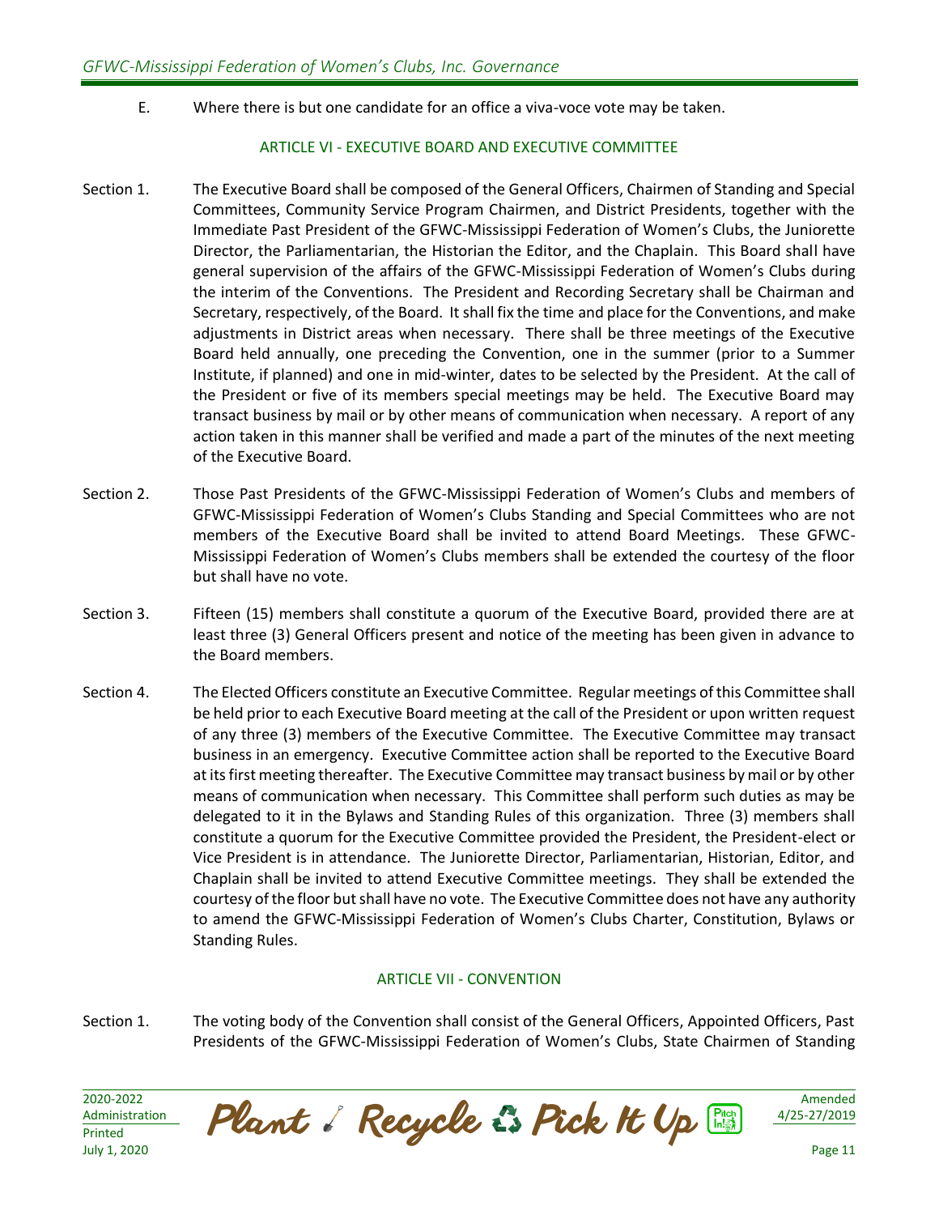E. Where there is but one candidate for an office a viva-voce vote may be taken.

## ARTICLE VI - EXECUTIVE BOARD AND EXECUTIVE COMMITTEE

Section 1. The Executive Board shall be composed of the General Officers, Chairmen of Standing and Special Committees, Community Service Program Chairmen, and District Presidents, together with the Immediate Past President of the GFWC-Mississippi Federation of Women's Clubs, the Juniorette Director, the Parliamentarian, the Historian the Editor, and the Chaplain. This Board shall have general supervision of the affairs of the GFWC-Mississippi Federation of Women's Clubs during the interim of the Conventions. The President and Recording Secretary shall be Chairman and Secretary, respectively, of the Board. It shall fix the time and place for the Conventions, and make adjustments in District areas when necessary. There shall be three meetings of the Executive Board held annually, one preceding the Convention, one in the summer (prior to a Summer Institute, if planned) and one in mid-winter, dates to be selected by the President. At the call of the President or five of its members special meetings may be held. The Executive Board may transact business by mail or by other means of communication when necessary. A report of any action taken in this manner shall be verified and made a part of the minutes of the next meeting of the Executive Board.

Section 2. Those Past Presidents of the GFWC-Mississippi Federation of Women's Clubs and members of GFWC-Mississippi Federation of Women's Clubs Standing and Special Committees who are not members of the Executive Board shall be invited to attend Board Meetings. These GFWC-Mississippi Federation of Women's Clubs members shall be extended the courtesy of the floor but shall have no vote.

Section 3. Fifteen (15) members shall constitute a quorum of the Executive Board, provided there are at least three (3) General Officers present and notice of the meeting has been given in advance to the Board members.

Section 4. The Elected Officers constitute an Executive Committee. Regular meetings of this Committee shall be held prior to each Executive Board meeting at the call of the President or upon written request of any three (3) members of the Executive Committee. The Executive Committee may transact business in an emergency. Executive Committee action shall be reported to the Executive Board at its first meeting thereafter. The Executive Committee may transact business by mail or by other means of communication when necessary. This Committee shall perform such duties as may be delegated to it in the Bylaws and Standing Rules of this organization. Three (3) members shall constitute a quorum for the Executive Committee provided the President, the President-elect or Vice President is in attendance. The Juniorette Director, Parliamentarian, Historian, Editor, and Chaplain shall be invited to attend Executive Committee meetings. They shall be extended the courtesy of the floor but shall have no vote. The Executive Committee does not have any authority to amend the GFWC-Mississippi Federation of Women's Clubs Charter, Constitution, Bylaws or Standing Rules.

## ARTICLE VII - CONVENTION

Section 1. The voting body of the Convention shall consist of the General Officers, Appointed Officers, Past Presidents of the GFWC-Mississippi Federation of Women's Clubs, State Chairmen of Standing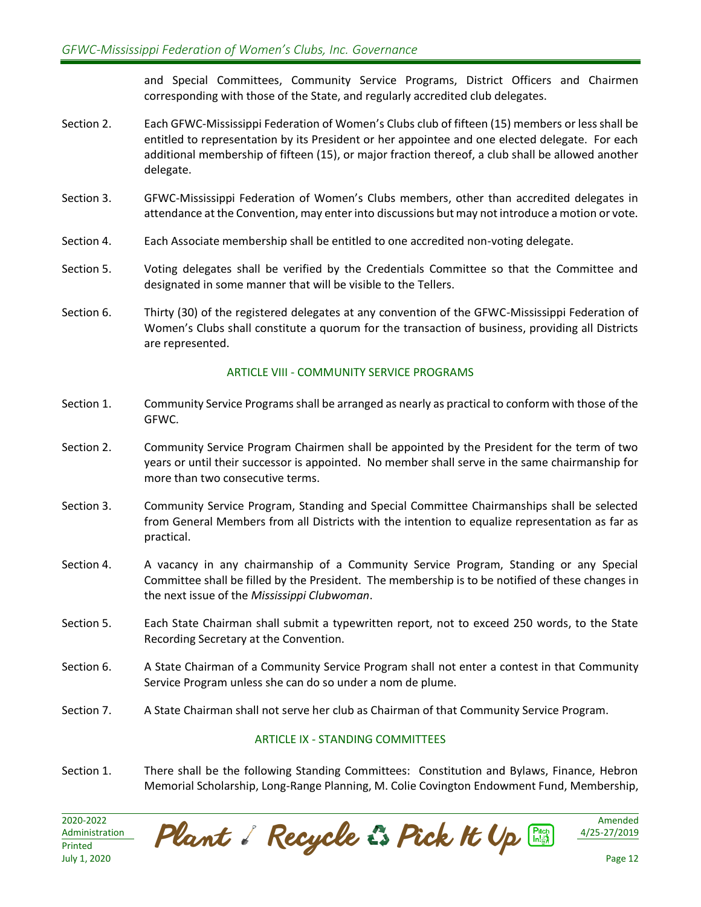and Special Committees, Community Service Programs, District Officers and Chairmen corresponding with those of the State, and regularly accredited club delegates.

Section 2. Each GFWC-Mississippi Federation of Women's Clubs club of fifteen (15) members or less shall be entitled to representation by its President or her appointee and one elected delegate. For each additional membership of fifteen (15), or major fraction thereof, a club shall be allowed another delegate.

Section 3. GFWC-Mississippi Federation of Women's Clubs members, other than accredited delegates in attendance at the Convention, may enter into discussions but may not introduce a motion or vote.

Section 4. Each Associate membership shall be entitled to one accredited non-voting delegate.

Section 5. Voting delegates shall be verified by the Credentials Committee so that the Committee and designated in some manner that will be visible to the Tellers.

Section 6. Thirty (30) of the registered delegates at any convention of the GFWC-Mississippi Federation of Women's Clubs shall constitute a quorum for the transaction of business, providing all Districts are represented.

## ARTICLE VIII - COMMUNITY SERVICE PROGRAMS

Section 1. Community Service Programs shall be arranged as nearly as practical to conform with those of the GFWC.

Section 2. Community Service Program Chairmen shall be appointed by the President for the term of two years or until their successor is appointed. No member shall serve in the same chairmanship for more than two consecutive terms.

Section 3. Community Service Program, Standing and Special Committee Chairmanships shall be selected from General Members from all Districts with the intention to equalize representation as far as practical.

Section 4. A vacancy in any chairmanship of a Community Service Program, Standing or any Special Committee shall be filled by the President. The membership is to be notified of these changes in the next issue of the *Mississippi Clubwoman*.

Section 5. Each State Chairman shall submit a typewritten report, not to exceed 250 words, to the State Recording Secretary at the Convention.

Section 6. A State Chairman of a Community Service Program shall not enter a contest in that Community Service Program unless she can do so under a nom de plume.

Section 7. A State Chairman shall not serve her club as Chairman of that Community Service Program.

## ARTICLE IX - STANDING COMMITTEES

Section 1. There shall be the following Standing Committees: Constitution and Bylaws, Finance, Hebron Memorial Scholarship, Long-Range Planning, M. Colie Covington Endowment Fund, Membership,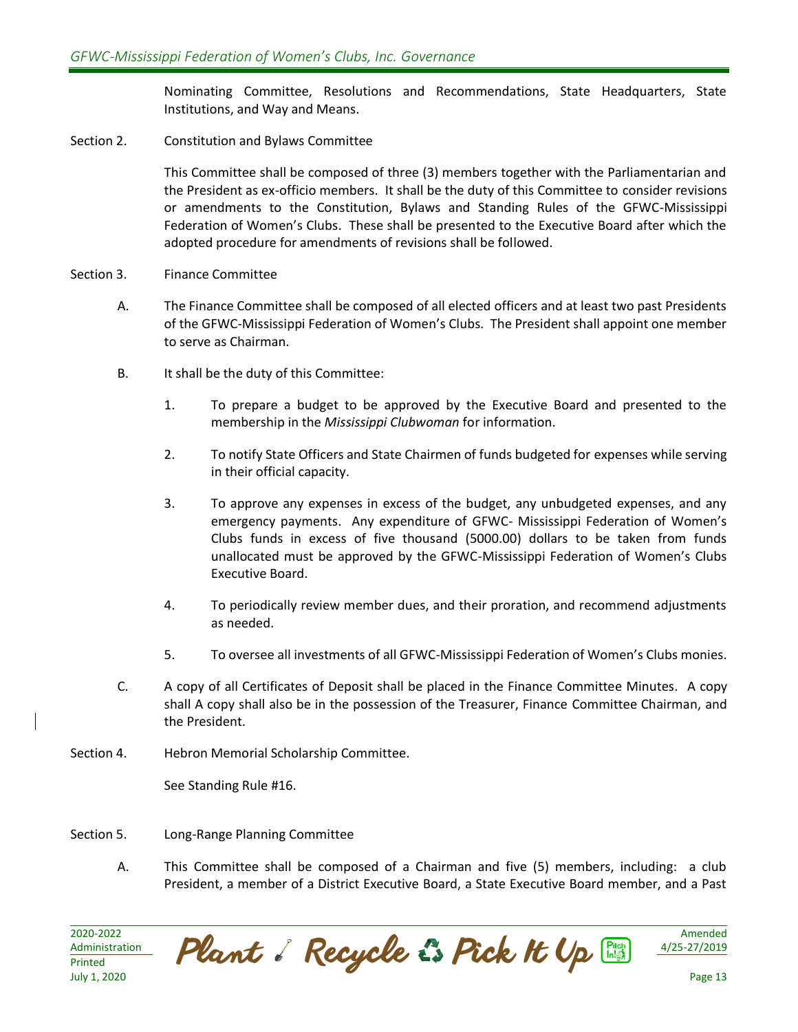Nominating Committee, Resolutions and Recommendations, State Headquarters, State Institutions, and Way and Means.

Section 2. Constitution and Bylaws Committee

This Committee shall be composed of three (3) members together with the Parliamentarian and the President as ex-officio members. It shall be the duty of this Committee to consider revisions or amendments to the Constitution, Bylaws and Standing Rules of the GFWC-Mississippi Federation of Women's Clubs. These shall be presented to the Executive Board after which the adopted procedure for amendments of revisions shall be followed.

Section 3. Finance Committee

A. The Finance Committee shall be composed of all elected officers and at least two past Presidents of the GFWC-Mississippi Federation of Women's Clubs. The President shall appoint one member to serve as Chairman.

B. It shall be the duty of this Committee:

1. To prepare a budget to be approved by the Executive Board and presented to the membership in the *Mississippi Clubwoman* for information.

2. To notify State Officers and State Chairmen of funds budgeted for expenses while serving in their official capacity.

3. To approve any expenses in excess of the budget, any unbudgeted expenses, and any emergency payments. Any expenditure of GFWC- Mississippi Federation of Women's Clubs funds in excess of five thousand (5000.00) dollars to be taken from funds unallocated must be approved by the GFWC-Mississippi Federation of Women's Clubs Executive Board.

4. To periodically review member dues, and their proration, and recommend adjustments as needed.

5. To oversee all investments of all GFWC-Mississippi Federation of Women's Clubs monies.

C. A copy of all Certificates of Deposit shall be placed in the Finance Committee Minutes. A copy shall A copy shall also be in the possession of the Treasurer, Finance Committee Chairman, and the President.

Section 4. Hebron Memorial Scholarship Committee.

See Standing Rule #16.

Section 5. Long-Range Planning Committee

A. This Committee shall be composed of a Chairman and five (5) members, including: a club President, a member of a District Executive Board, a State Executive Board member, and a Past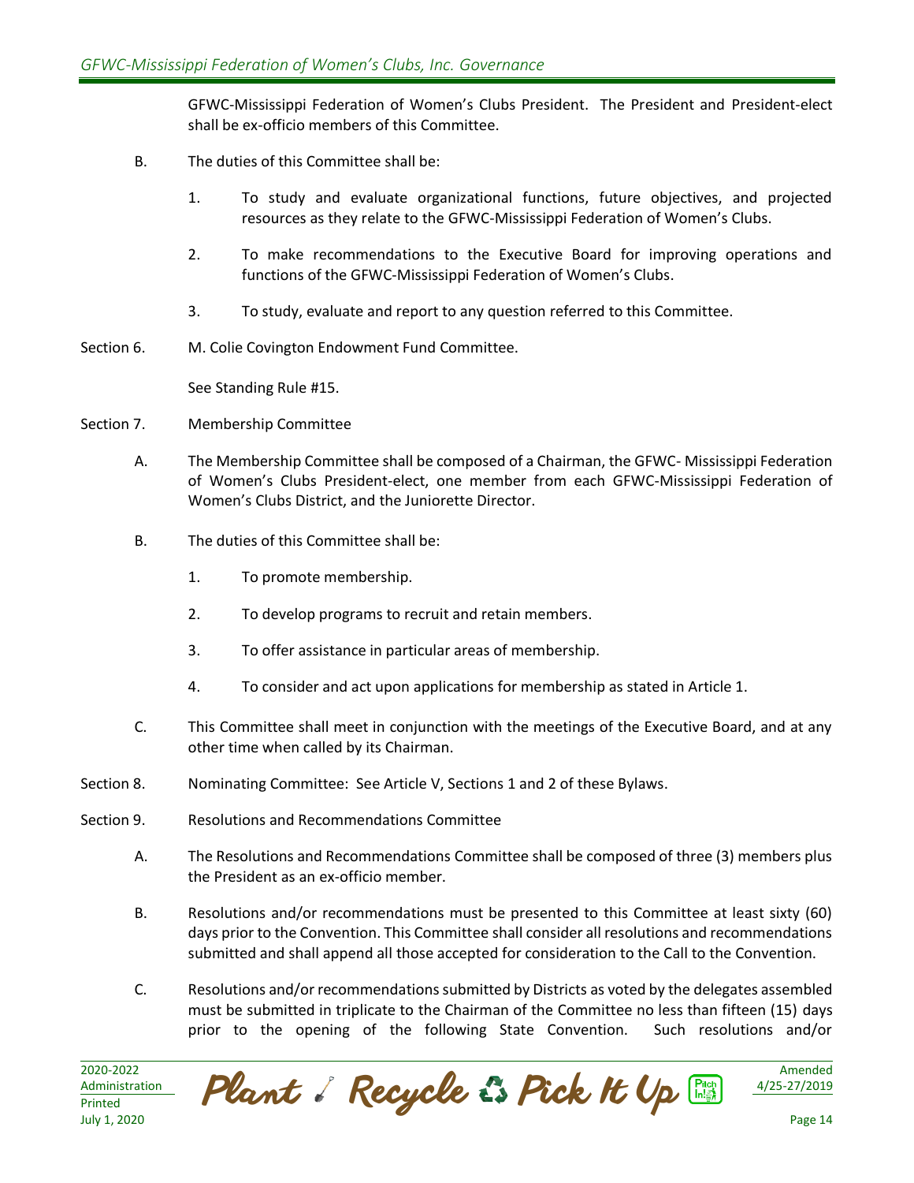GFWC-Mississippi Federation of Women's Clubs President. The President and President-elect shall be ex-officio members of this Committee.

B. The duties of this Committee shall be:

1. To study and evaluate organizational functions, future objectives, and projected resources as they relate to the GFWC-Mississippi Federation of Women's Clubs.

2. To make recommendations to the Executive Board for improving operations and functions of the GFWC-Mississippi Federation of Women's Clubs.

3. To study, evaluate and report to any question referred to this Committee.

Section 6. M. Colie Covington Endowment Fund Committee.

See Standing Rule #15.

Section 7. Membership Committee

A. The Membership Committee shall be composed of a Chairman, the GFWC- Mississippi Federation of Women's Clubs President-elect, one member from each GFWC-Mississippi Federation of Women's Clubs District, and the Juniorette Director.

B. The duties of this Committee shall be:

1. To promote membership.

2. To develop programs to recruit and retain members.

3. To offer assistance in particular areas of membership.

4. To consider and act upon applications for membership as stated in Article 1.

C. This Committee shall meet in conjunction with the meetings of the Executive Board, and at any other time when called by its Chairman.

Section 8. Nominating Committee: See Article V, Sections 1 and 2 of these Bylaws.

Section 9. Resolutions and Recommendations Committee

A. The Resolutions and Recommendations Committee shall be composed of three (3) members plus the President as an ex-officio member.

B. Resolutions and/or recommendations must be presented to this Committee at least sixty (60) days prior to the Convention. This Committee shall consider all resolutions and recommendations submitted and shall append all those accepted for consideration to the Call to the Convention.

C. Resolutions and/or recommendations submitted by Districts as voted by the delegates assembled must be submitted in triplicate to the Chairman of the Committee no less than fifteen (15) days prior to the opening of the following State Convention. Such resolutions and/or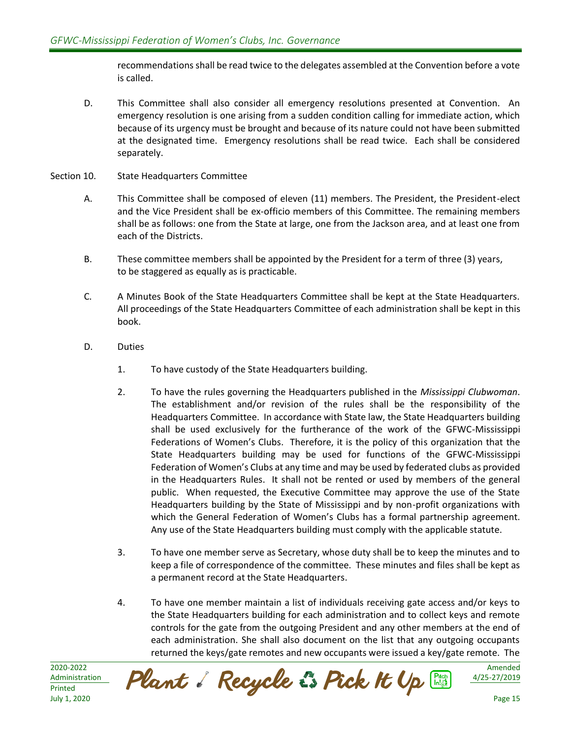recommendations shall be read twice to the delegates assembled at the Convention before a vote is called.

D. This Committee shall also consider all emergency resolutions presented at Convention. An emergency resolution is one arising from a sudden condition calling for immediate action, which because of its urgency must be brought and because of its nature could not have been submitted at the designated time. Emergency resolutions shall be read twice. Each shall be considered separately.

Section 10. State Headquarters Committee

A. This Committee shall be composed of eleven (11) members. The President, the President-elect and the Vice President shall be ex-officio members of this Committee. The remaining members shall be as follows: one from the State at large, one from the Jackson area, and at least one from each of the Districts.

B. These committee members shall be appointed by the President for a term of three (3) years, to be staggered as equally as is practicable.

C. A Minutes Book of the State Headquarters Committee shall be kept at the State Headquarters. All proceedings of the State Headquarters Committee of each administration shall be kept in this book.

D. Duties

1. To have custody of the State Headquarters building.

2. To have the rules governing the Headquarters published in the *Mississippi Clubwoman*. The establishment and/or revision of the rules shall be the responsibility of the Headquarters Committee. In accordance with State law, the State Headquarters building shall be used exclusively for the furtherance of the work of the GFWC-Mississippi Federations of Women's Clubs. Therefore, it is the policy of this organization that the State Headquarters building may be used for functions of the GFWC-Mississippi Federation of Women's Clubs at any time and may be used by federated clubs as provided in the Headquarters Rules. It shall not be rented or used by members of the general public. When requested, the Executive Committee may approve the use of the State Headquarters building by the State of Mississippi and by non-profit organizations with which the General Federation of Women's Clubs has a formal partnership agreement. Any use of the State Headquarters building must comply with the applicable statute.

3. To have one member serve as Secretary, whose duty shall be to keep the minutes and to keep a file of correspondence of the committee. These minutes and files shall be kept as a permanent record at the State Headquarters.

4. To have one member maintain a list of individuals receiving gate access and/or keys to the State Headquarters building for each administration and to collect keys and remote controls for the gate from the outgoing President and any other members at the end of each administration. She shall also document on the list that any outgoing occupants returned the keys/gate remotes and new occupants were issued a key/gate remote. The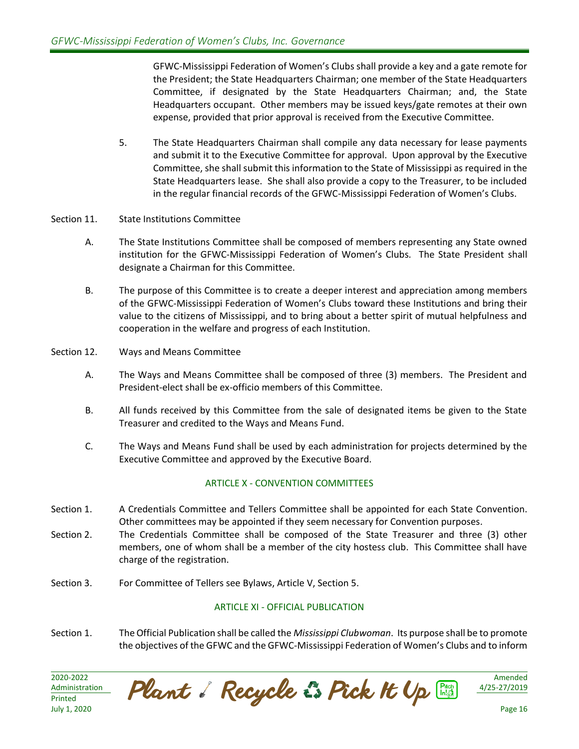GFWC-Mississippi Federation of Women's Clubs shall provide a key and a gate remote for the President; the State Headquarters Chairman; one member of the State Headquarters Committee, if designated by the State Headquarters Chairman; and, the State Headquarters occupant. Other members may be issued keys/gate remotes at their own expense, provided that prior approval is received from the Executive Committee.

5. The State Headquarters Chairman shall compile any data necessary for lease payments and submit it to the Executive Committee for approval. Upon approval by the Executive Committee, she shall submit this information to the State of Mississippi as required in the State Headquarters lease. She shall also provide a copy to the Treasurer, to be included in the regular financial records of the GFWC-Mississippi Federation of Women's Clubs.

Section 11. State Institutions Committee

A. The State Institutions Committee shall be composed of members representing any State owned institution for the GFWC-Mississippi Federation of Women's Clubs. The State President shall designate a Chairman for this Committee.

B. The purpose of this Committee is to create a deeper interest and appreciation among members of the GFWC-Mississippi Federation of Women's Clubs toward these Institutions and bring their value to the citizens of Mississippi, and to bring about a better spirit of mutual helpfulness and cooperation in the welfare and progress of each Institution.

Section 12. Ways and Means Committee

A. The Ways and Means Committee shall be composed of three (3) members. The President and President-elect shall be ex-officio members of this Committee.

B. All funds received by this Committee from the sale of designated items be given to the State Treasurer and credited to the Ways and Means Fund.

C. The Ways and Means Fund shall be used by each administration for projects determined by the Executive Committee and approved by the Executive Board.

## ARTICLE X - CONVENTION COMMITTEES

Section 1. A Credentials Committee and Tellers Committee shall be appointed for each State Convention. Other committees may be appointed if they seem necessary for Convention purposes.

Section 2. The Credentials Committee shall be composed of the State Treasurer and three (3) other members, one of whom shall be a member of the city hostess club. This Committee shall have charge of the registration.

Section 3. For Committee of Tellers see Bylaws, Article V, Section 5.

## ARTICLE XI - OFFICIAL PUBLICATION

Section 1. The Official Publication shall be called the *Mississippi Clubwoman*. Its purpose shall be to promote the objectives of the GFWC and the GFWC-Mississippi Federation of Women's Clubs and to inform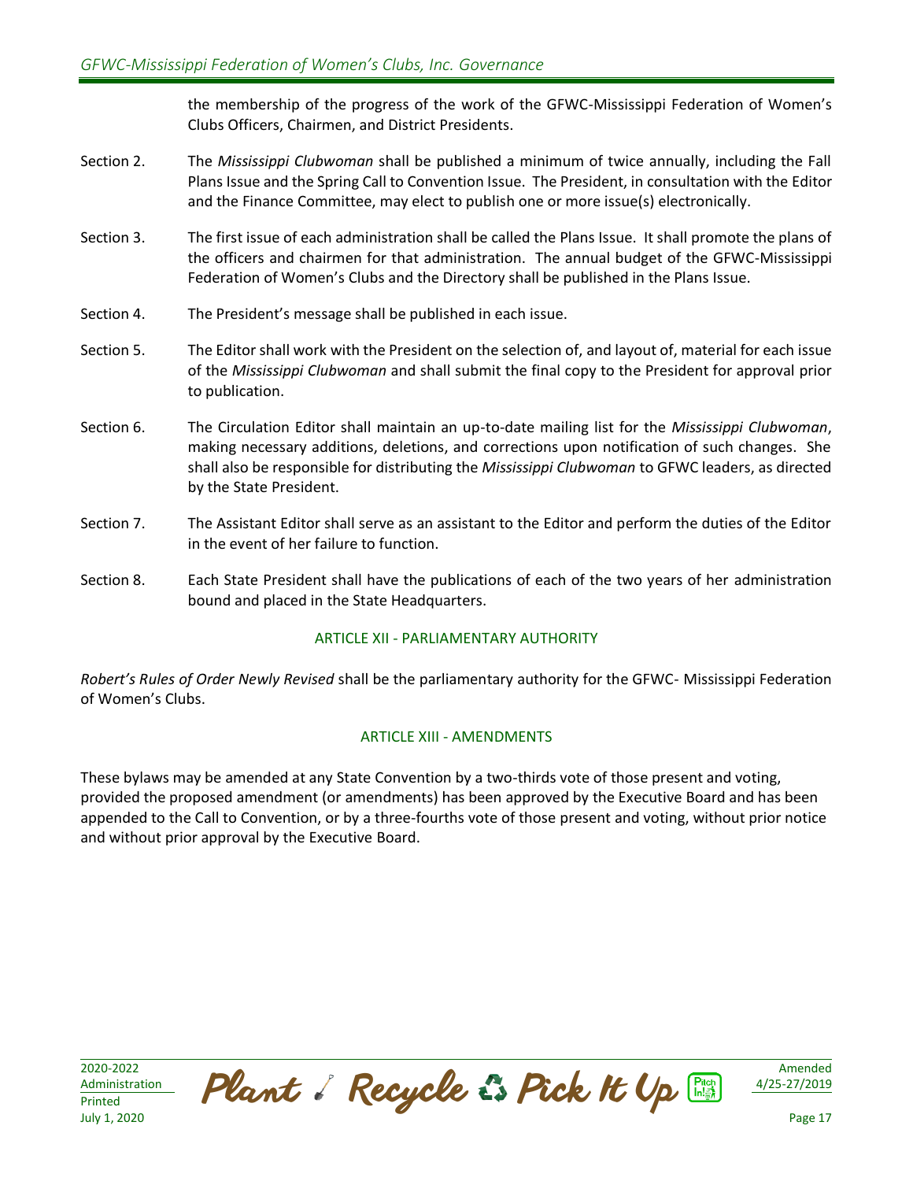the membership of the progress of the work of the GFWC-Mississippi Federation of Women's Clubs Officers, Chairmen, and District Presidents.

Section 2. The *Mississippi Clubwoman* shall be published a minimum of twice annually, including the Fall Plans Issue and the Spring Call to Convention Issue. The President, in consultation with the Editor and the Finance Committee, may elect to publish one or more issue(s) electronically.

Section 3. The first issue of each administration shall be called the Plans Issue. It shall promote the plans of the officers and chairmen for that administration. The annual budget of the GFWC-Mississippi Federation of Women's Clubs and the Directory shall be published in the Plans Issue.

Section 4. The President's message shall be published in each issue.

Section 5. The Editor shall work with the President on the selection of, and layout of, material for each issue of the *Mississippi Clubwoman* and shall submit the final copy to the President for approval prior to publication.

Section 6. The Circulation Editor shall maintain an up-to-date mailing list for the *Mississippi Clubwoman*, making necessary additions, deletions, and corrections upon notification of such changes. She shall also be responsible for distributing the *Mississippi Clubwoman* to GFWC leaders, as directed by the State President.

Section 7. The Assistant Editor shall serve as an assistant to the Editor and perform the duties of the Editor in the event of her failure to function.

Section 8. Each State President shall have the publications of each of the two years of her administration bound and placed in the State Headquarters.

## ARTICLE XII - PARLIAMENTARY AUTHORITY

*Robert's Rules of Order Newly Revised* shall be the parliamentary authority for the GFWC- Mississippi Federation of Women's Clubs.

## ARTICLE XIII - AMENDMENTS

These bylaws may be amended at any State Convention by a two-thirds vote of those present and voting, provided the proposed amendment (or amendments) has been approved by the Executive Board and has been appended to the Call to Convention, or by a three-fourths vote of those present and voting, without prior notice and without prior approval by the Executive Board.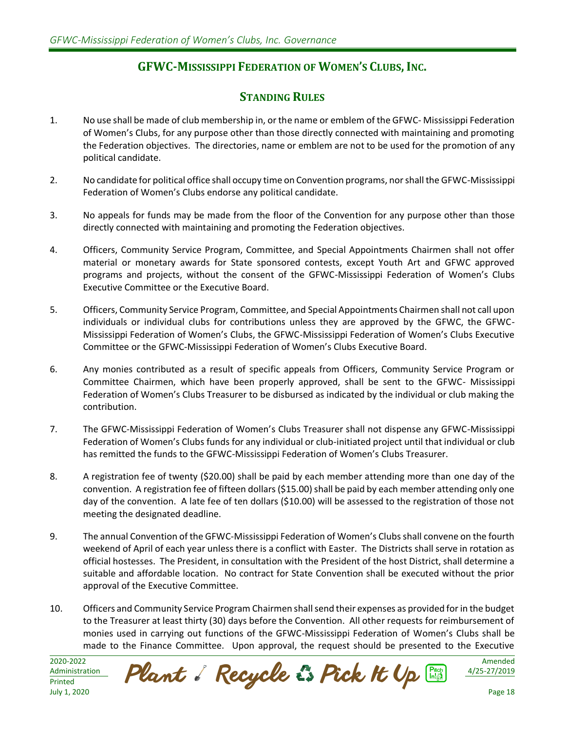# GFWC-Mississippi Federation of Women's Clubs, Inc.

## Standing Rules

1. No use shall be made of club membership in, or the name or emblem of the GFWC- Mississippi Federation of Women's Clubs, for any purpose other than those directly connected with maintaining and promoting the Federation objectives. The directories, name or emblem are not to be used for the promotion of any political candidate.

2. No candidate for political office shall occupy time on Convention programs, nor shall the GFWC-Mississippi Federation of Women's Clubs endorse any political candidate.

3. No appeals for funds may be made from the floor of the Convention for any purpose other than those directly connected with maintaining and promoting the Federation objectives.

4. Officers, Community Service Program, Committee, and Special Appointments Chairmen shall not offer material or monetary awards for State sponsored contests, except Youth Art and GFWC approved programs and projects, without the consent of the GFWC-Mississippi Federation of Women's Clubs Executive Committee or the Executive Board.

5. Officers, Community Service Program, Committee, and Special Appointments Chairmen shall not call upon individuals or individual clubs for contributions unless they are approved by the GFWC, the GFWC-Mississippi Federation of Women's Clubs, the GFWC-Mississippi Federation of Women's Clubs Executive Committee or the GFWC-Mississippi Federation of Women's Clubs Executive Board.

6. Any monies contributed as a result of specific appeals from Officers, Community Service Program or Committee Chairmen, which have been properly approved, shall be sent to the GFWC- Mississippi Federation of Women's Clubs Treasurer to be disbursed as indicated by the individual or club making the contribution.

7. The GFWC-Mississippi Federation of Women's Clubs Treasurer shall not dispense any GFWC-Mississippi Federation of Women's Clubs funds for any individual or club-initiated project until that individual or club has remitted the funds to the GFWC-Mississippi Federation of Women's Clubs Treasurer.

8. A registration fee of twenty ($20.00) shall be paid by each member attending more than one day of the convention. A registration fee of fifteen dollars ($15.00) shall be paid by each member attending only one day of the convention. A late fee of ten dollars ($10.00) will be assessed to the registration of those not meeting the designated deadline.

9. The annual Convention of the GFWC-Mississippi Federation of Women's Clubs shall convene on the fourth weekend of April of each year unless there is a conflict with Easter. The Districts shall serve in rotation as official hostesses. The President, in consultation with the President of the host District, shall determine a suitable and affordable location. No contract for State Convention shall be executed without the prior approval of the Executive Committee.

10. Officers and Community Service Program Chairmen shall send their expenses as provided for in the budget to the Treasurer at least thirty (30) days before the Convention. All other requests for reimbursement of monies used in carrying out functions of the GFWC-Mississippi Federation of Women's Clubs shall be made to the Finance Committee. Upon approval, the request should be presented to the Executive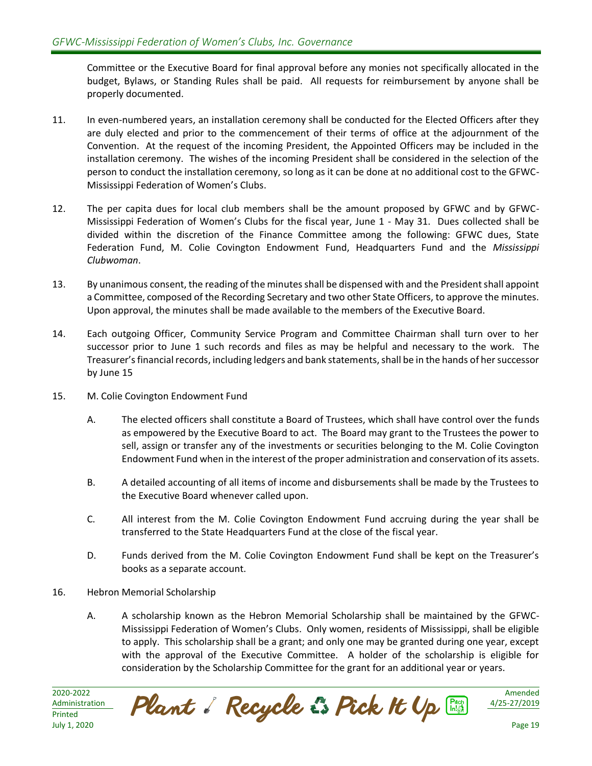Committee or the Executive Board for final approval before any monies not specifically allocated in the budget, Bylaws, or Standing Rules shall be paid. All requests for reimbursement by anyone shall be properly documented.

11. In even-numbered years, an installation ceremony shall be conducted for the Elected Officers after they are duly elected and prior to the commencement of their terms of office at the adjournment of the Convention. At the request of the incoming President, the Appointed Officers may be included in the installation ceremony. The wishes of the incoming President shall be considered in the selection of the person to conduct the installation ceremony, so long as it can be done at no additional cost to the GFWC-Mississippi Federation of Women's Clubs.

12. The per capita dues for local club members shall be the amount proposed by GFWC and by GFWC-Mississippi Federation of Women's Clubs for the fiscal year, June 1 - May 31. Dues collected shall be divided within the discretion of the Finance Committee among the following: GFWC dues, State Federation Fund, M. Colie Covington Endowment Fund, Headquarters Fund and the *Mississippi Clubwoman*.

13. By unanimous consent, the reading of the minutes shall be dispensed with and the President shall appoint a Committee, composed of the Recording Secretary and two other State Officers, to approve the minutes. Upon approval, the minutes shall be made available to the members of the Executive Board.

14. Each outgoing Officer, Community Service Program and Committee Chairman shall turn over to her successor prior to June 1 such records and files as may be helpful and necessary to the work. The Treasurer's financial records, including ledgers and bank statements, shall be in the hands of her successor by June 15

15. M. Colie Covington Endowment Fund

    A. The elected officers shall constitute a Board of Trustees, which shall have control over the funds as empowered by the Executive Board to act. The Board may grant to the Trustees the power to sell, assign or transfer any of the investments or securities belonging to the M. Colie Covington Endowment Fund when in the interest of the proper administration and conservation of its assets.

    B. A detailed accounting of all items of income and disbursements shall be made by the Trustees to the Executive Board whenever called upon.

    C. All interest from the M. Colie Covington Endowment Fund accruing during the year shall be transferred to the State Headquarters Fund at the close of the fiscal year.

    D. Funds derived from the M. Colie Covington Endowment Fund shall be kept on the Treasurer's books as a separate account.

16. Hebron Memorial Scholarship

    A. A scholarship known as the Hebron Memorial Scholarship shall be maintained by the GFWC-Mississippi Federation of Women's Clubs. Only women, residents of Mississippi, shall be eligible to apply. This scholarship shall be a grant; and only one may be granted during one year, except with the approval of the Executive Committee. A holder of the scholarship is eligible for consideration by the Scholarship Committee for the grant for an additional year or years.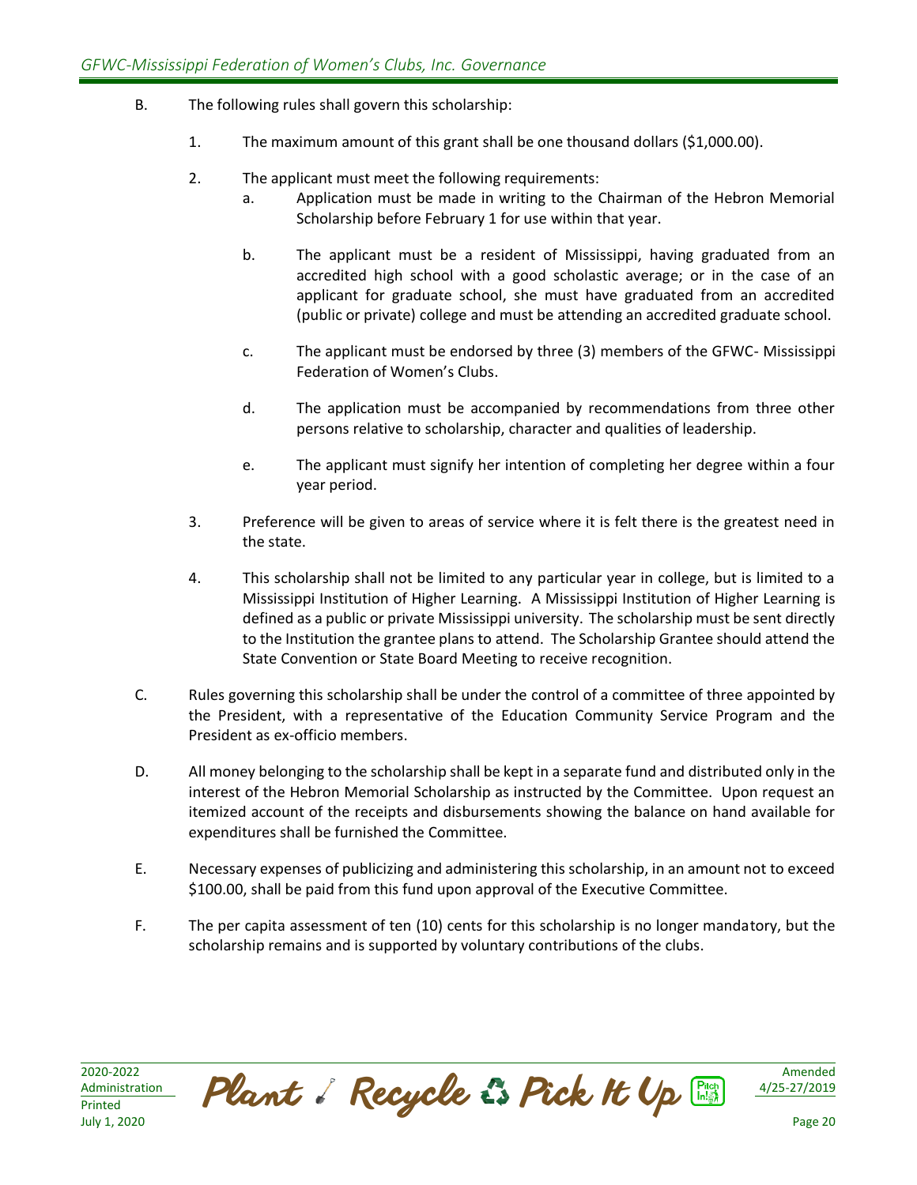B. The following rules shall govern this scholarship:

1. The maximum amount of this grant shall be one thousand dollars ($1,000.00).

2. The applicant must meet the following requirements:

   a. Application must be made in writing to the Chairman of the Hebron Memorial Scholarship before February 1 for use within that year.

   b. The applicant must be a resident of Mississippi, having graduated from an accredited high school with a good scholastic average; or in the case of an applicant for graduate school, she must have graduated from an accredited (public or private) college and must be attending an accredited graduate school.

   c. The applicant must be endorsed by three (3) members of the GFWC- Mississippi Federation of Women's Clubs.

   d. The application must be accompanied by recommendations from three other persons relative to scholarship, character and qualities of leadership.

   e. The applicant must signify her intention of completing her degree within a four year period.

3. Preference will be given to areas of service where it is felt there is the greatest need in the state.

4. This scholarship shall not be limited to any particular year in college, but is limited to a Mississippi Institution of Higher Learning. A Mississippi Institution of Higher Learning is defined as a public or private Mississippi university. The scholarship must be sent directly to the Institution the grantee plans to attend. The Scholarship Grantee should attend the State Convention or State Board Meeting to receive recognition.

C. Rules governing this scholarship shall be under the control of a committee of three appointed by the President, with a representative of the Education Community Service Program and the President as ex-officio members.

D. All money belonging to the scholarship shall be kept in a separate fund and distributed only in the interest of the Hebron Memorial Scholarship as instructed by the Committee. Upon request an itemized account of the receipts and disbursements showing the balance on hand available for expenditures shall be furnished the Committee.

E. Necessary expenses of publicizing and administering this scholarship, in an amount not to exceed $100.00, shall be paid from this fund upon approval of the Executive Committee.

F. The per capita assessment of ten (10) cents for this scholarship is no longer mandatory, but the scholarship remains and is supported by voluntary contributions of the clubs.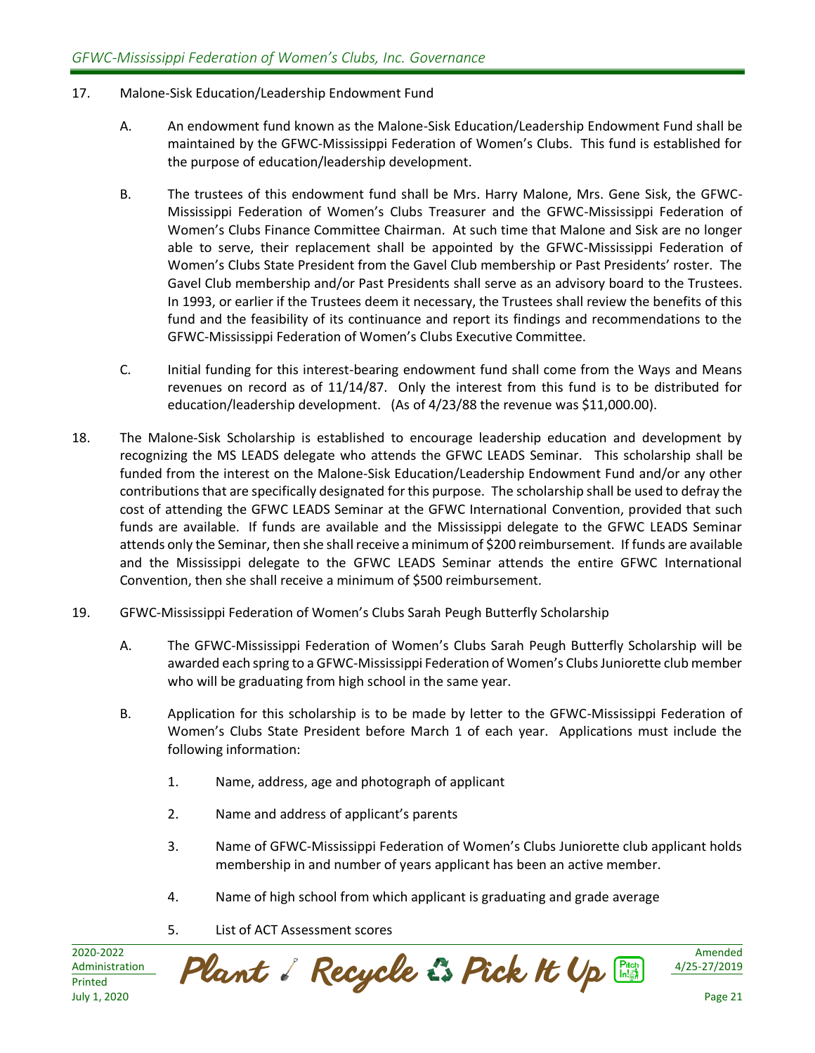17. Malone-Sisk Education/Leadership Endowment Fund

    A. An endowment fund known as the Malone-Sisk Education/Leadership Endowment Fund shall be maintained by the GFWC-Mississippi Federation of Women's Clubs. This fund is established for the purpose of education/leadership development.

    B. The trustees of this endowment fund shall be Mrs. Harry Malone, Mrs. Gene Sisk, the GFWC-Mississippi Federation of Women's Clubs Treasurer and the GFWC-Mississippi Federation of Women's Clubs Finance Committee Chairman. At such time that Malone and Sisk are no longer able to serve, their replacement shall be appointed by the GFWC-Mississippi Federation of Women's Clubs State President from the Gavel Club membership or Past Presidents' roster. The Gavel Club membership and/or Past Presidents shall serve as an advisory board to the Trustees. In 1993, or earlier if the Trustees deem it necessary, the Trustees shall review the benefits of this fund and the feasibility of its continuance and report its findings and recommendations to the GFWC-Mississippi Federation of Women's Clubs Executive Committee.

    C. Initial funding for this interest-bearing endowment fund shall come from the Ways and Means revenues on record as of 11/14/87. Only the interest from this fund is to be distributed for education/leadership development. (As of 4/23/88 the revenue was $11,000.00).

18. The Malone-Sisk Scholarship is established to encourage leadership education and development by recognizing the MS LEADS delegate who attends the GFWC LEADS Seminar. This scholarship shall be funded from the interest on the Malone-Sisk Education/Leadership Endowment Fund and/or any other contributions that are specifically designated for this purpose. The scholarship shall be used to defray the cost of attending the GFWC LEADS Seminar at the GFWC International Convention, provided that such funds are available. If funds are available and the Mississippi delegate to the GFWC LEADS Seminar attends only the Seminar, then she shall receive a minimum of $200 reimbursement. If funds are available and the Mississippi delegate to the GFWC LEADS Seminar attends the entire GFWC International Convention, then she shall receive a minimum of $500 reimbursement.

19. GFWC-Mississippi Federation of Women's Clubs Sarah Peugh Butterfly Scholarship

    A. The GFWC-Mississippi Federation of Women's Clubs Sarah Peugh Butterfly Scholarship will be awarded each spring to a GFWC-Mississippi Federation of Women's Clubs Juniorette club member who will be graduating from high school in the same year.

    B. Application for this scholarship is to be made by letter to the GFWC-Mississippi Federation of Women's Clubs State President before March 1 of each year. Applications must include the following information:

        1. Name, address, age and photograph of applicant

        2. Name and address of applicant's parents

        3. Name of GFWC-Mississippi Federation of Women's Clubs Juniorette club applicant holds membership in and number of years applicant has been an active member.

        4. Name of high school from which applicant is graduating and grade average

        5. List of ACT Assessment scores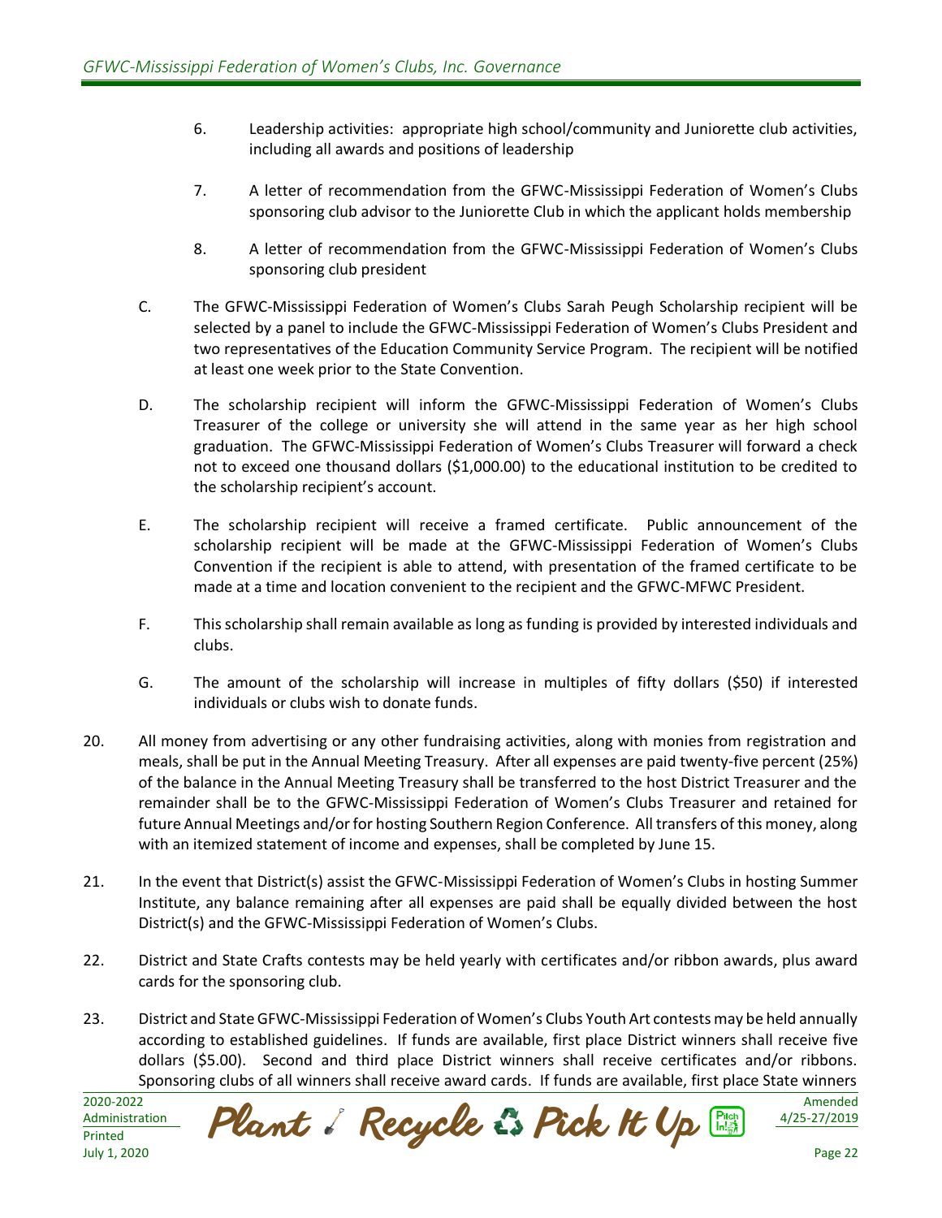6. Leadership activities: appropriate high school/community and Juniorette club activities, including all awards and positions of leadership

7. A letter of recommendation from the GFWC-Mississippi Federation of Women's Clubs sponsoring club advisor to the Juniorette Club in which the applicant holds membership

8. A letter of recommendation from the GFWC-Mississippi Federation of Women's Clubs sponsoring club president

C. The GFWC-Mississippi Federation of Women's Clubs Sarah Peugh Scholarship recipient will be selected by a panel to include the GFWC-Mississippi Federation of Women's Clubs President and two representatives of the Education Community Service Program. The recipient will be notified at least one week prior to the State Convention.

D. The scholarship recipient will inform the GFWC-Mississippi Federation of Women's Clubs Treasurer of the college or university she will attend in the same year as her high school graduation. The GFWC-Mississippi Federation of Women's Clubs Treasurer will forward a check not to exceed one thousand dollars ($1,000.00) to the educational institution to be credited to the scholarship recipient's account.

E. The scholarship recipient will receive a framed certificate. Public announcement of the scholarship recipient will be made at the GFWC-Mississippi Federation of Women's Clubs Convention if the recipient is able to attend, with presentation of the framed certificate to be made at a time and location convenient to the recipient and the GFWC-MFWC President.

F. This scholarship shall remain available as long as funding is provided by interested individuals and clubs.

G. The amount of the scholarship will increase in multiples of fifty dollars ($50) if interested individuals or clubs wish to donate funds.

20. All money from advertising or any other fundraising activities, along with monies from registration and meals, shall be put in the Annual Meeting Treasury. After all expenses are paid twenty-five percent (25%) of the balance in the Annual Meeting Treasury shall be transferred to the host District Treasurer and the remainder shall be to the GFWC-Mississippi Federation of Women's Clubs Treasurer and retained for future Annual Meetings and/or for hosting Southern Region Conference. All transfers of this money, along with an itemized statement of income and expenses, shall be completed by June 15.

21. In the event that District(s) assist the GFWC-Mississippi Federation of Women's Clubs in hosting Summer Institute, any balance remaining after all expenses are paid shall be equally divided between the host District(s) and the GFWC-Mississippi Federation of Women's Clubs.

22. District and State Crafts contests may be held yearly with certificates and/or ribbon awards, plus award cards for the sponsoring club.

23. District and State GFWC-Mississippi Federation of Women's Clubs Youth Art contests may be held annually according to established guidelines. If funds are available, first place District winners shall receive five dollars ($5.00). Second and third place District winners shall receive certificates and/or ribbons. Sponsoring clubs of all winners shall receive award cards. If funds are available, first place State winners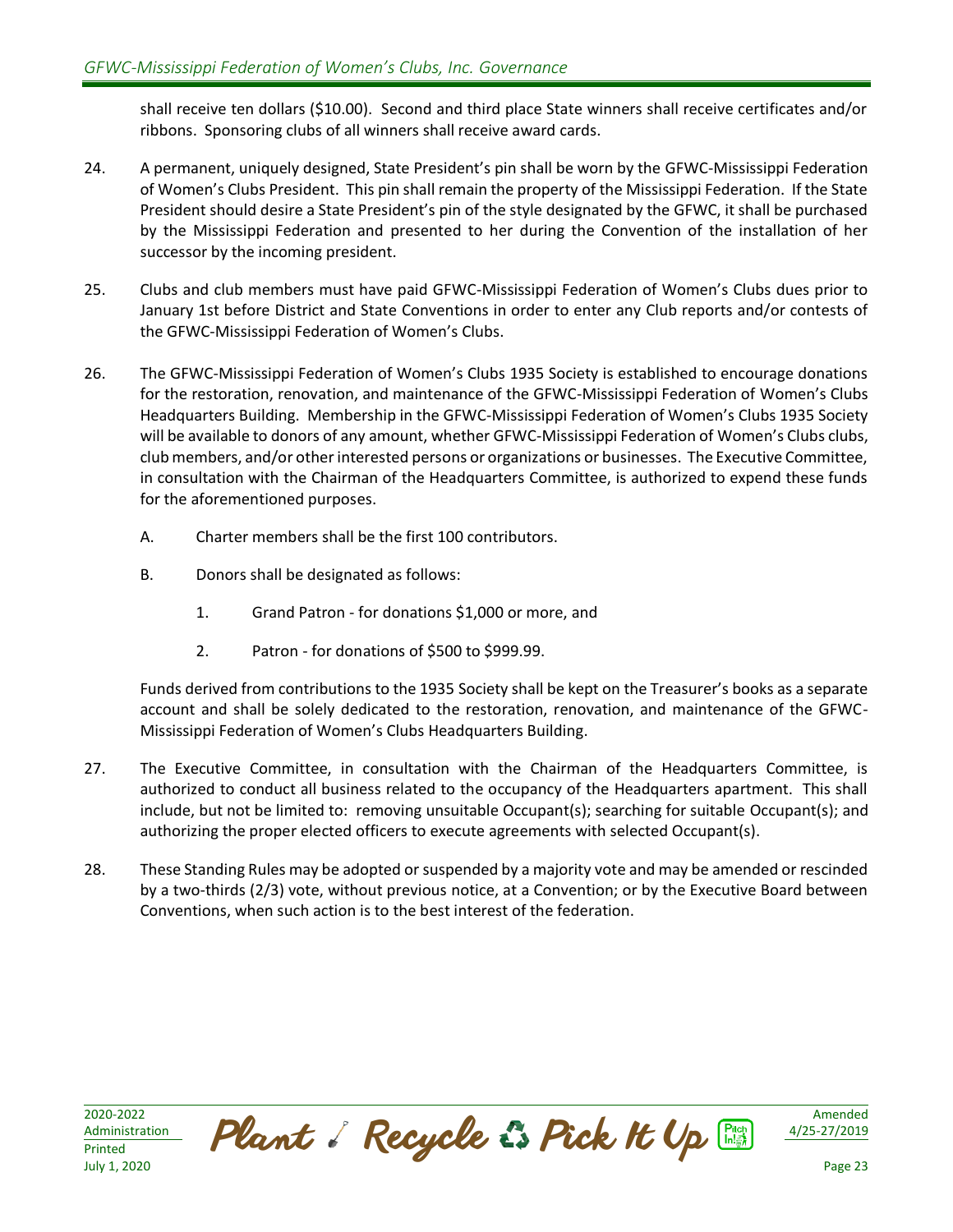shall receive ten dollars ($10.00). Second and third place State winners shall receive certificates and/or ribbons. Sponsoring clubs of all winners shall receive award cards.

24. A permanent, uniquely designed, State President's pin shall be worn by the GFWC-Mississippi Federation of Women's Clubs President. This pin shall remain the property of the Mississippi Federation. If the State President should desire a State President's pin of the style designated by the GFWC, it shall be purchased by the Mississippi Federation and presented to her during the Convention of the installation of her successor by the incoming president.

25. Clubs and club members must have paid GFWC-Mississippi Federation of Women's Clubs dues prior to January 1st before District and State Conventions in order to enter any Club reports and/or contests of the GFWC-Mississippi Federation of Women's Clubs.

26. The GFWC-Mississippi Federation of Women's Clubs 1935 Society is established to encourage donations for the restoration, renovation, and maintenance of the GFWC-Mississippi Federation of Women's Clubs Headquarters Building. Membership in the GFWC-Mississippi Federation of Women's Clubs 1935 Society will be available to donors of any amount, whether GFWC-Mississippi Federation of Women's Clubs clubs, club members, and/or other interested persons or organizations or businesses. The Executive Committee, in consultation with the Chairman of the Headquarters Committee, is authorized to expend these funds for the aforementioned purposes.

    A. Charter members shall be the first 100 contributors.

    B. Donors shall be designated as follows:

        1. Grand Patron - for donations $1,000 or more, and

        2. Patron - for donations of $500 to $999.99.

    Funds derived from contributions to the 1935 Society shall be kept on the Treasurer's books as a separate account and shall be solely dedicated to the restoration, renovation, and maintenance of the GFWC-Mississippi Federation of Women's Clubs Headquarters Building.

27. The Executive Committee, in consultation with the Chairman of the Headquarters Committee, is authorized to conduct all business related to the occupancy of the Headquarters apartment. This shall include, but not be limited to: removing unsuitable Occupant(s); searching for suitable Occupant(s); and authorizing the proper elected officers to execute agreements with selected Occupant(s).

28. These Standing Rules may be adopted or suspended by a majority vote and may be amended or rescinded by a two-thirds (2/3) vote, without previous notice, at a Convention; or by the Executive Board between Conventions, when such action is to the best interest of the federation.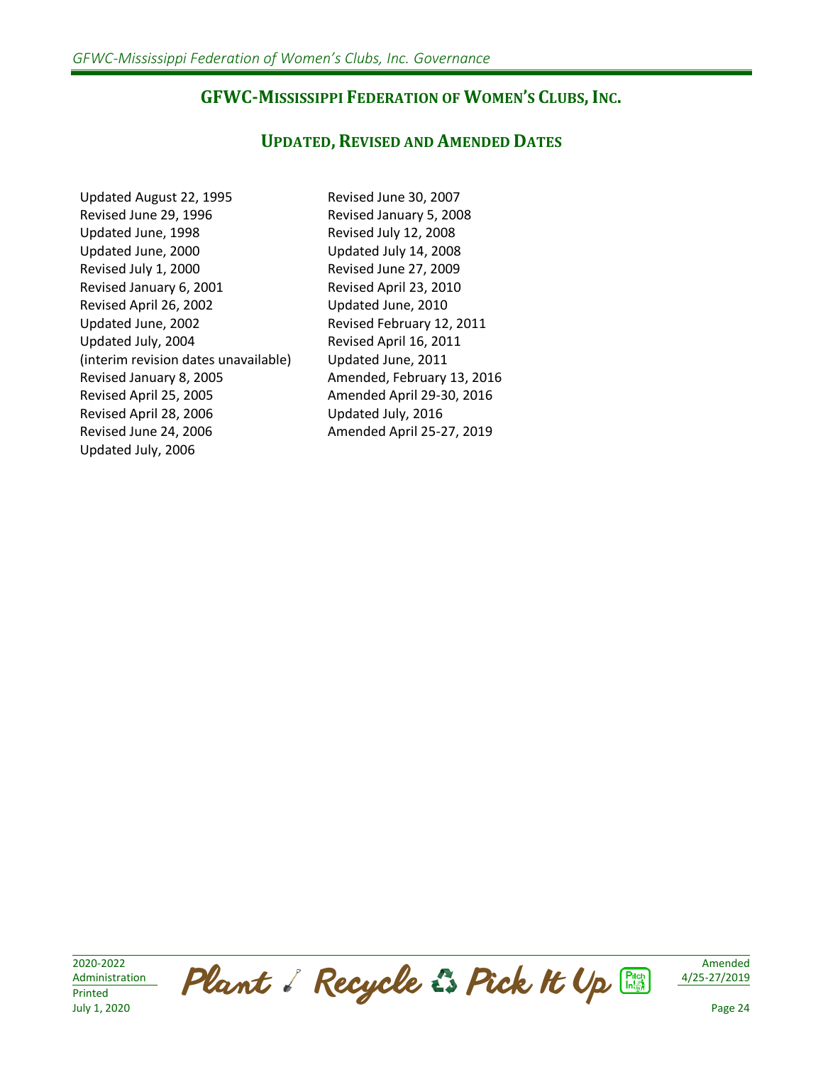## GFWC-Mississippi Federation of Women's Clubs, Inc.

### Updated, Revised and Amended Dates

Updated August 22, 1995
Revised June 29, 1996
Updated June, 1998
Updated June, 2000
Revised July 1, 2000
Revised January 6, 2001
Revised April 26, 2002
Updated June, 2002
Updated July, 2004
(interim revision dates unavailable)
Revised January 8, 2005
Revised April 25, 2005
Revised April 28, 2006
Revised June 24, 2006
Updated July, 2006
Revised June 30, 2007
Revised January 5, 2008
Revised July 12, 2008
Updated July 14, 2008
Revised June 27, 2009
Revised April 23, 2010
Updated June, 2010
Revised February 12, 2011
Revised April 16, 2011
Updated June, 2011
Amended, February 13, 2016
Amended April 29-30, 2016
Updated July, 2016
Amended April 25-27, 2019